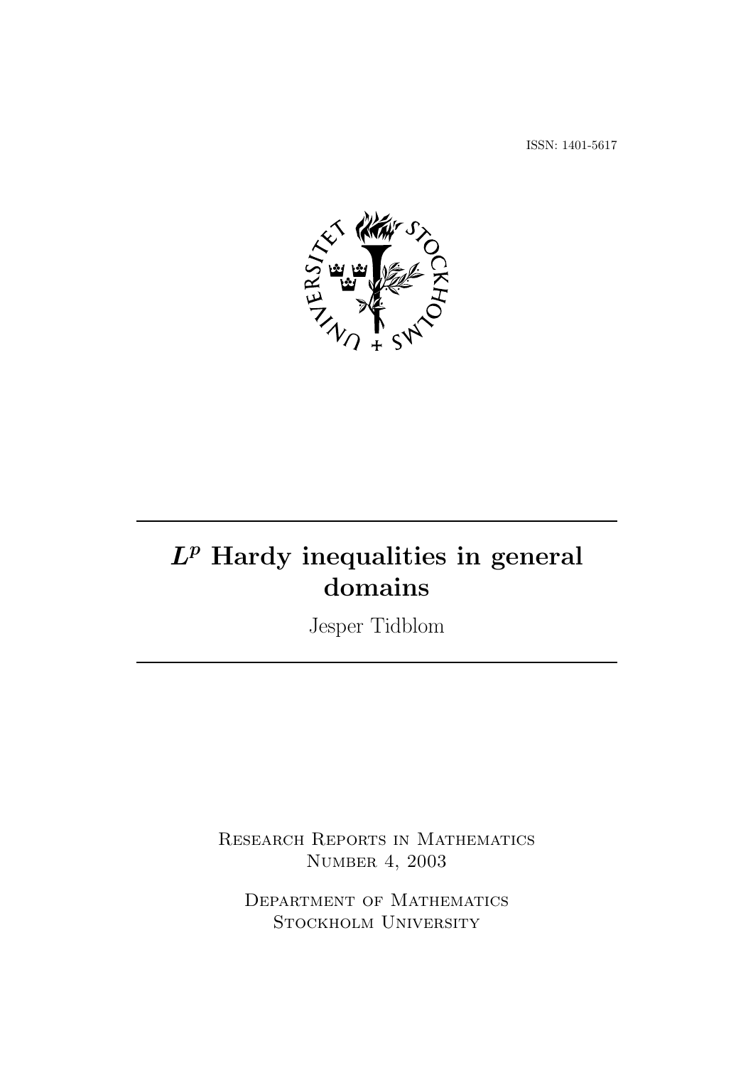ISSN: 1401-5617

# $L^p$ Hardy inequalities in general domains

Jesper Tidblom

Research Reports in Mathematics
Number 4, 2003

Department of Mathematics
Stockholm University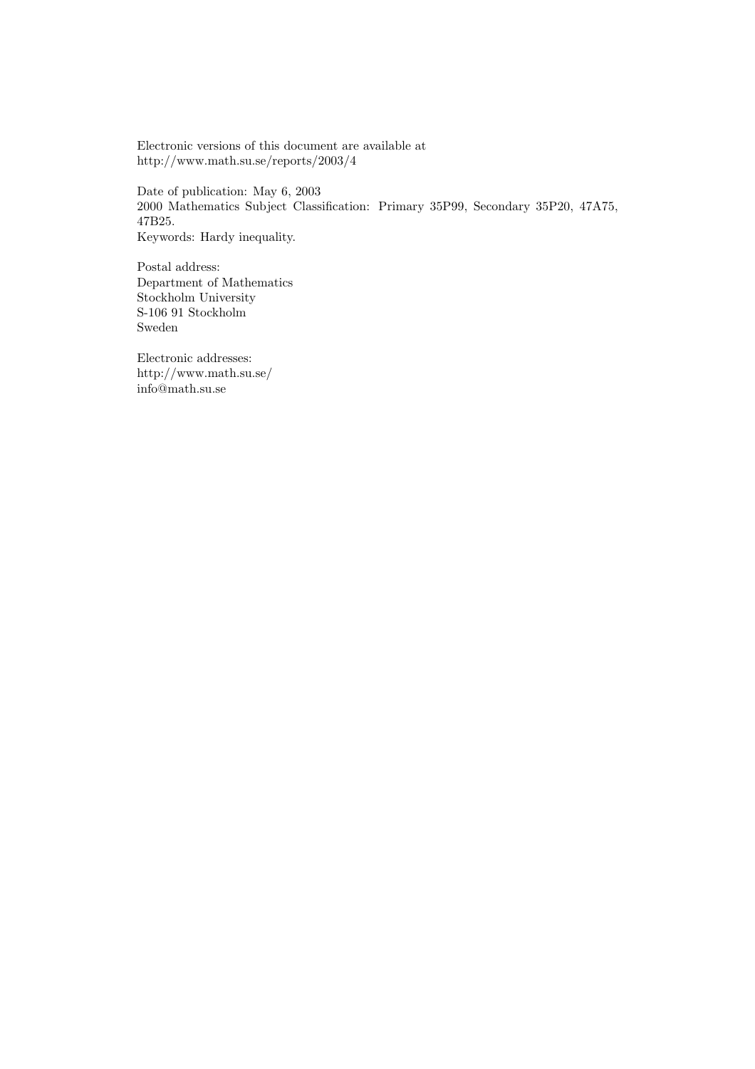Electronic versions of this document are available at
http://www.math.su.se/reports/2003/4

Date of publication: May 6, 2003
2000 Mathematics Subject Classification: Primary 35P99, Secondary 35P20, 47A75, 47B25.
Keywords: Hardy inequality.

Postal address:
Department of Mathematics
Stockholm University
S-106 91 Stockholm
Sweden

Electronic addresses:
http://www.math.su.se/
info@math.su.se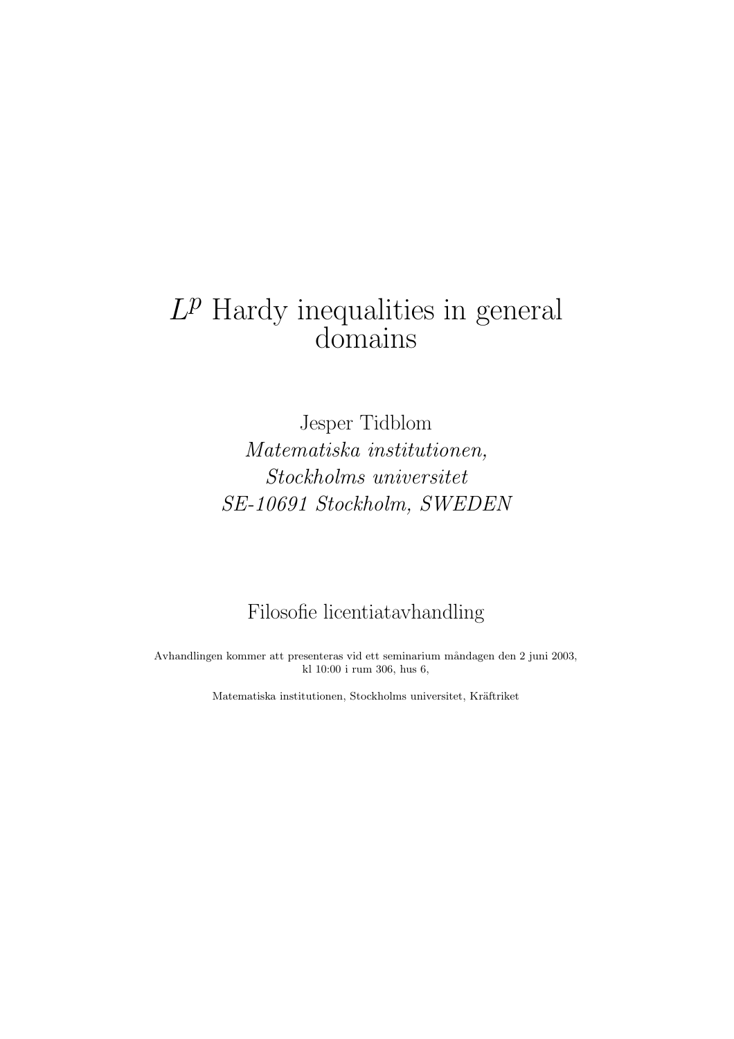# $L^p$ Hardy inequalities in general domains

Jesper Tidblom

*Matematiska institutionen,*
*Stockholms universitet*
*SE-10691 Stockholm, SWEDEN*

Filosofie licentiatavhandling

Avhandlingen kommer att presenteras vid ett seminarium måndagen den 2 juni 2003, kl 10:00 i rum 306, hus 6,

Matematiska institutionen, Stockholms universitet, Kräftriket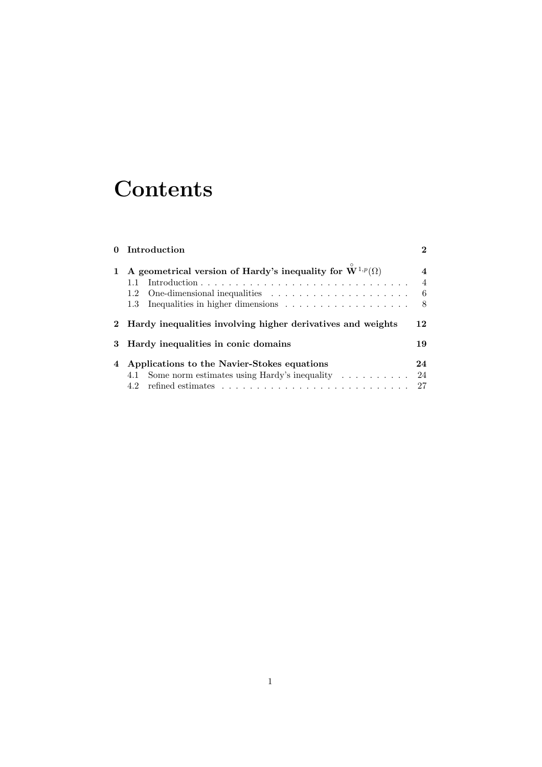# Contents

| | | |
|---|---|---|
| **0** | **Introduction** | **2** |
| **1** | **A geometrical version of Hardy's inequality for $\overset{\circ}{\mathbf{W}}{}^{1,p}(\Omega)$** | **4** |
| | 1.1 Introduction | 4 |
| | 1.2 One-dimensional inequalities | 6 |
| | 1.3 Inequalities in higher dimensions | 8 |
| **2** | **Hardy inequalities involving higher derivatives and weights** | **12** |
| **3** | **Hardy inequalities in conic domains** | **19** |
| **4** | **Applications to the Navier-Stokes equations** | **24** |
| | 4.1 Some norm estimates using Hardy's inequality | 24 |
| | 4.2 refined estimates | 27 |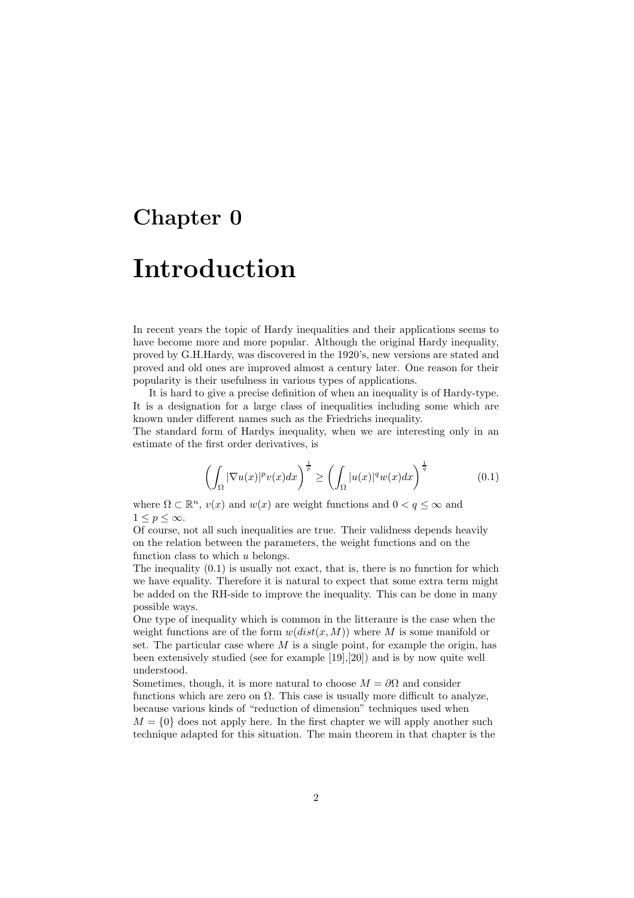# Chapter 0

# Introduction

In recent years the topic of Hardy inequalities and their applications seems to have become more and more popular. Although the original Hardy inequality, proved by G.H.Hardy, was discovered in the 1920's, new versions are stated and proved and old ones are improved almost a century later. One reason for their popularity is their usefulness in various types of applications.

It is hard to give a precise definition of when an inequality is of Hardy-type. It is a designation for a large class of inequalities including some which are known under different names such as the Friedrichs inequality.
The standard form of Hardys inequality, when we are interesting only in an estimate of the first order derivatives, is

$$\left( \int_{\Omega} |\nabla u(x)|^p v(x) dx \right)^{\frac{1}{p}} \geq \left( \int_{\Omega} |u(x)|^q w(x) dx \right)^{\frac{1}{q}} \tag{0.1}$$

where $\Omega \subset \mathbb{R}^n$, $v(x)$ and $w(x)$ are weight functions and $0 < q \leq \infty$ and $1 \leq p \leq \infty$.
Of course, not all such inequalities are true. Their validness depends heavily on the relation between the parameters, the weight functions and on the function class to which $u$ belongs.
The inequality (0.1) is usually not exact, that is, there is no function for which we have equality. Therefore it is natural to expect that some extra term might be added on the RH-side to improve the inequality. This can be done in many possible ways.
One type of inequality which is common in the litteraure is the case when the weight functions are of the form $w(dist(x, M))$ where $M$ is some manifold or set. The particular case where $M$ is a single point, for example the origin, has been extensively studied (see for example [19],[20]) and is by now quite well understood.
Sometimes, though, it is more natural to choose $M = \partial\Omega$ and consider functions which are zero on $\Omega$. This case is usually more difficult to analyze, because various kinds of "reduction of dimension" techniques used when $M = \{0\}$ does not apply here. In the first chapter we will apply another such technique adapted for this situation. The main theorem in that chapter is the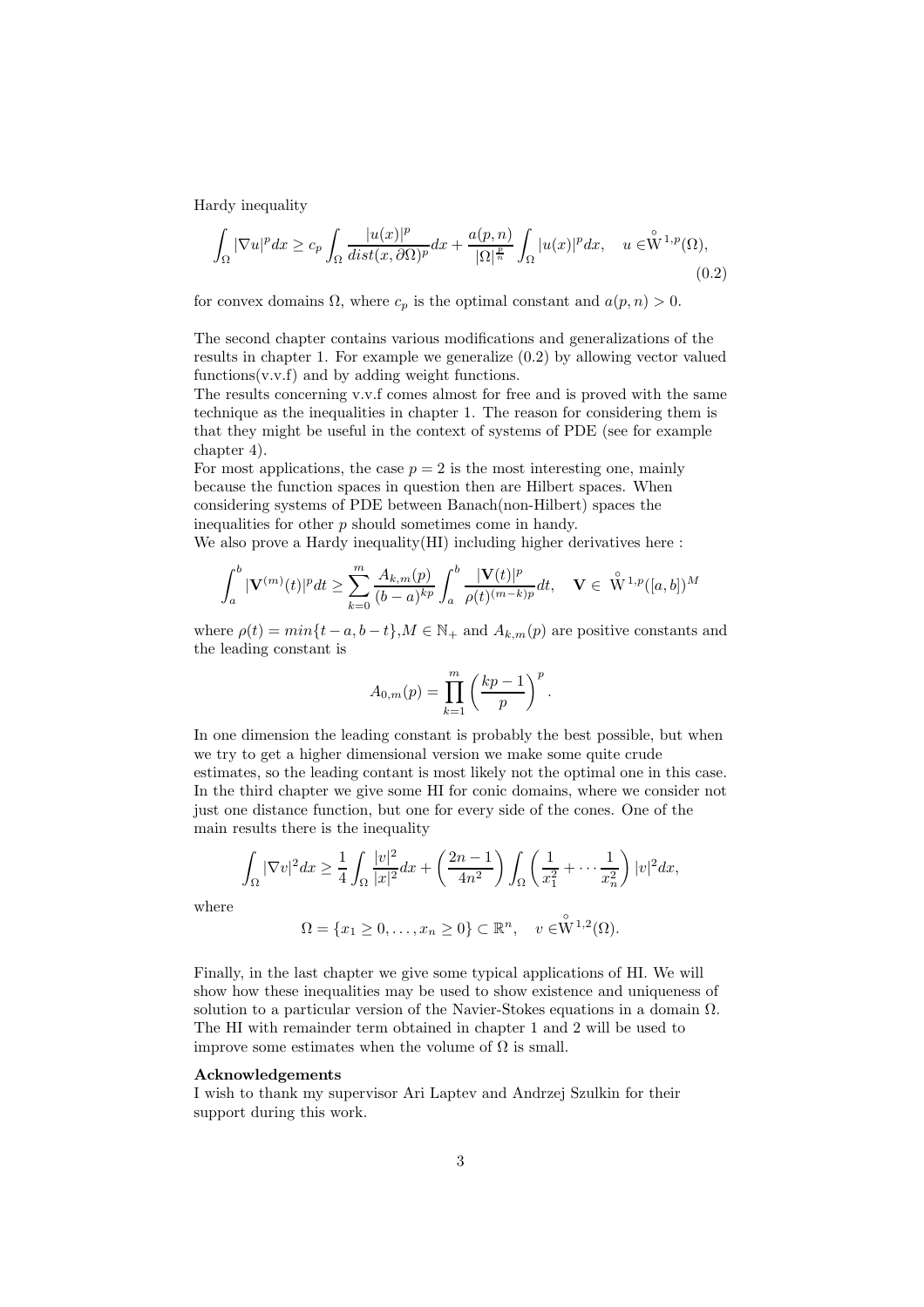Hardy inequality

$$\int_{\Omega} |\nabla u|^p dx \geq c_p \int_{\Omega} \frac{|u(x)|^p}{dist(x, \partial\Omega)^p} dx + \frac{a(p,n)}{|\Omega|^{\frac{p}{n}}} \int_{\Omega} |u(x)|^p dx, \quad u \in \overset{\circ}{W}{}^{1,p}(\Omega), \tag{0.2}$$

for convex domains $\Omega$, where $c_p$ is the optimal constant and $a(p,n) > 0$.

The second chapter contains various modifications and generalizations of the results in chapter 1. For example we generalize (0.2) by allowing vector valued functions(v.v.f) and by adding weight functions.
The results concerning v.v.f comes almost for free and is proved with the same technique as the inequalities in chapter 1. The reason for considering them is that they might be useful in the context of systems of PDE (see for example chapter 4).
For most applications, the case $p = 2$ is the most interesting one, mainly because the function spaces in question then are Hilbert spaces. When considering systems of PDE between Banach(non-Hilbert) spaces the inequalities for other $p$ should sometimes come in handy.
We also prove a Hardy inequality(HI) including higher derivatives here :

$$\int_a^b |\mathbf{V}^{(m)}(t)|^p dt \geq \sum_{k=0}^{m} \frac{A_{k,m}(p)}{(b-a)^{kp}} \int_a^b \frac{|\mathbf{V}(t)|^p}{\rho(t)^{(m-k)p}} dt, \quad \mathbf{V} \in \overset{\circ}{W}{}^{1,p}([a,b])^M$$

where $\rho(t) = min\{t-a, b-t\}$,$M \in \mathbb{N}_+$ and $A_{k,m}(p)$ are positive constants and the leading constant is

$$A_{0,m}(p) = \prod_{k=1}^{m} \left( \frac{kp-1}{p} \right)^p.$$

In one dimension the leading constant is probably the best possible, but when we try to get a higher dimensional version we make some quite crude estimates, so the leading contant is most likely not the optimal one in this case.
In the third chapter we give some HI for conic domains, where we consider not just one distance function, but one for every side of the cones. One of the main results there is the inequality

$$\int_{\Omega} |\nabla v|^2 dx \geq \frac{1}{4} \int_{\Omega} \frac{|v|^2}{|x|^2} dx + \left( \frac{2n-1}{4n^2} \right) \int_{\Omega} \left( \frac{1}{x_1^2} + \cdots \frac{1}{x_n^2} \right) |v|^2 dx,$$

where

$$\Omega = \{x_1 \geq 0, \ldots, x_n \geq 0\} \subset \mathbb{R}^n, \quad v \in \overset{\circ}{W}{}^{1,2}(\Omega).$$

Finally, in the last chapter we give some typical applications of HI. We will show how these inequalities may be used to show existence and uniqueness of solution to a particular version of the Navier-Stokes equations in a domain $\Omega$. The HI with remainder term obtained in chapter 1 and 2 will be used to improve some estimates when the volume of $\Omega$ is small.

**Acknowledgements**
I wish to thank my supervisor Ari Laptev and Andrzej Szulkin for their support during this work.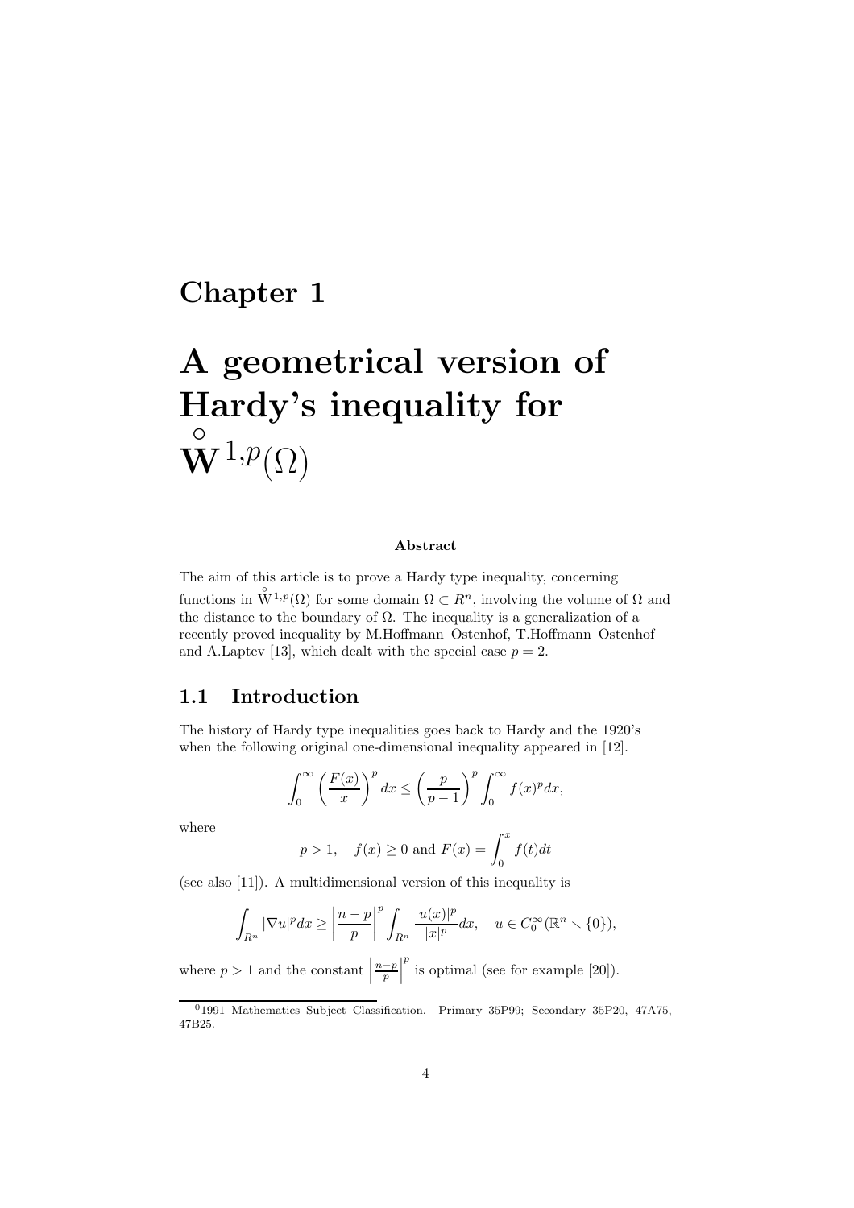# Chapter 1

# A geometrical version of Hardy's inequality for $\overset{\circ}{\mathbf{W}}{}^{1,p}(\Omega)$

**Abstract**

The aim of this article is to prove a Hardy type inequality, concerning functions in $\overset{\circ}{\mathrm{W}}{}^{1,p}(\Omega)$ for some domain $\Omega \subset R^n$, involving the volume of $\Omega$ and the distance to the boundary of $\Omega$. The inequality is a generalization of a recently proved inequality by M.Hoffmann–Ostenhof, T.Hoffmann–Ostenhof and A.Laptev [13], which dealt with the special case $p = 2$.

## 1.1 Introduction

The history of Hardy type inequalities goes back to Hardy and the 1920's when the following original one-dimensional inequality appeared in [12].

$$\int_0^\infty \left(\frac{F(x)}{x}\right)^p dx \leq \left(\frac{p}{p-1}\right)^p \int_0^\infty f(x)^p dx,$$

where

$$p > 1, \quad f(x) \geq 0 \text{ and } F(x) = \int_0^x f(t)dt$$

(see also [11]). A multidimensional version of this inequality is

$$\int_{R^n} |\nabla u|^p dx \geq \left|\frac{n-p}{p}\right|^p \int_{R^n} \frac{|u(x)|^p}{|x|^p} dx, \quad u \in C_0^\infty(\mathbb{R}^n \setminus \{0\}),$$

where $p > 1$ and the constant $\left|\frac{n-p}{p}\right|^p$ is optimal (see for example [20]).

[0]1991 Mathematics Subject Classification. Primary 35P99; Secondary 35P20, 47A75, 47B25.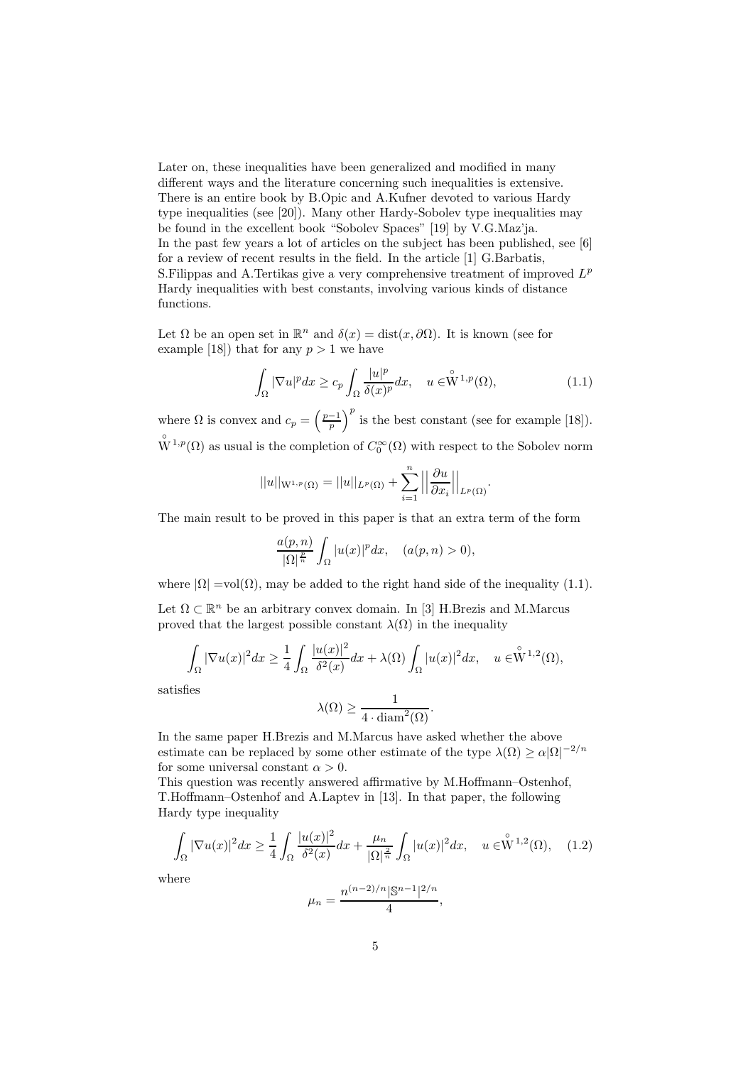Later on, these inequalities have been generalized and modified in many different ways and the literature concerning such inequalities is extensive. There is an entire book by B.Opic and A.Kufner devoted to various Hardy type inequalities (see [20]). Many other Hardy-Sobolev type inequalities may be found in the excellent book "Sobolev Spaces" [19] by V.G.Maz'ja.
In the past few years a lot of articles on the subject has been published, see [6] for a review of recent results in the field. In the article [1] G.Barbatis, S.Filippas and A.Tertikas give a very comprehensive treatment of improved $L^p$ Hardy inequalities with best constants, involving various kinds of distance functions.

Let $\Omega$ be an open set in $\mathbb{R}^n$ and $\delta(x) = \text{dist}(x, \partial\Omega)$. It is known (see for example [18]) that for any $p > 1$ we have

$$\int_\Omega |\nabla u|^p dx \geq c_p \int_\Omega \frac{|u|^p}{\delta(x)^p} dx, \quad u \in \overset{\circ}{\mathrm{W}}{}^{1,p}(\Omega), \tag{1.1}$$

where $\Omega$ is convex and $c_p = \left(\frac{p-1}{p}\right)^p$ is the best constant (see for example [18]). $\overset{\circ}{\mathrm{W}}{}^{1,p}(\Omega)$ as usual is the completion of $C_0^\infty(\Omega)$ with respect to the Sobolev norm

$$||u||_{\mathrm{W}^{1,p}(\Omega)} = ||u||_{L^p(\Omega)} + \sum_{i=1}^n \Big|\Big| \frac{\partial u}{\partial x_i} \Big|\Big|_{L^p(\Omega)}.$$

The main result to be proved in this paper is that an extra term of the form

$$\frac{a(p,n)}{|\Omega|^{\frac{p}{n}}} \int_\Omega |u(x)|^p dx, \quad (a(p,n) > 0),$$

where $|\Omega| = \text{vol}(\Omega)$, may be added to the right hand side of the inequality (1.1).

Let $\Omega \subset \mathbb{R}^n$ be an arbitrary convex domain. In [3] H.Brezis and M.Marcus proved that the largest possible constant $\lambda(\Omega)$ in the inequality

$$\int_\Omega |\nabla u(x)|^2 dx \geq \frac{1}{4} \int_\Omega \frac{|u(x)|^2}{\delta^2(x)} dx + \lambda(\Omega) \int_\Omega |u(x)|^2 dx, \quad u \in \overset{\circ}{\mathrm{W}}{}^{1,2}(\Omega),$$

satisfies

$$\lambda(\Omega) \geq \frac{1}{4 \cdot \text{diam}^2(\Omega)}.$$

In the same paper H.Brezis and M.Marcus have asked whether the above estimate can be replaced by some other estimate of the type $\lambda(\Omega) \geq \alpha |\Omega|^{-2/n}$ for some universal constant $\alpha > 0$.
This question was recently answered affirmative by M.Hoffmann–Ostenhof, T.Hoffmann–Ostenhof and A.Laptev in [13]. In that paper, the following Hardy type inequality

$$\int_\Omega |\nabla u(x)|^2 dx \geq \frac{1}{4} \int_\Omega \frac{|u(x)|^2}{\delta^2(x)} dx + \frac{\mu_n}{|\Omega|^{\frac{2}{n}}} \int_\Omega |u(x)|^2 dx, \quad u \in \overset{\circ}{\mathrm{W}}{}^{1,2}(\Omega), \tag{1.2}$$

where

$$\mu_n = \frac{n^{(n-2)/n} |\mathbb{S}^{n-1}|^{2/n}}{4},$$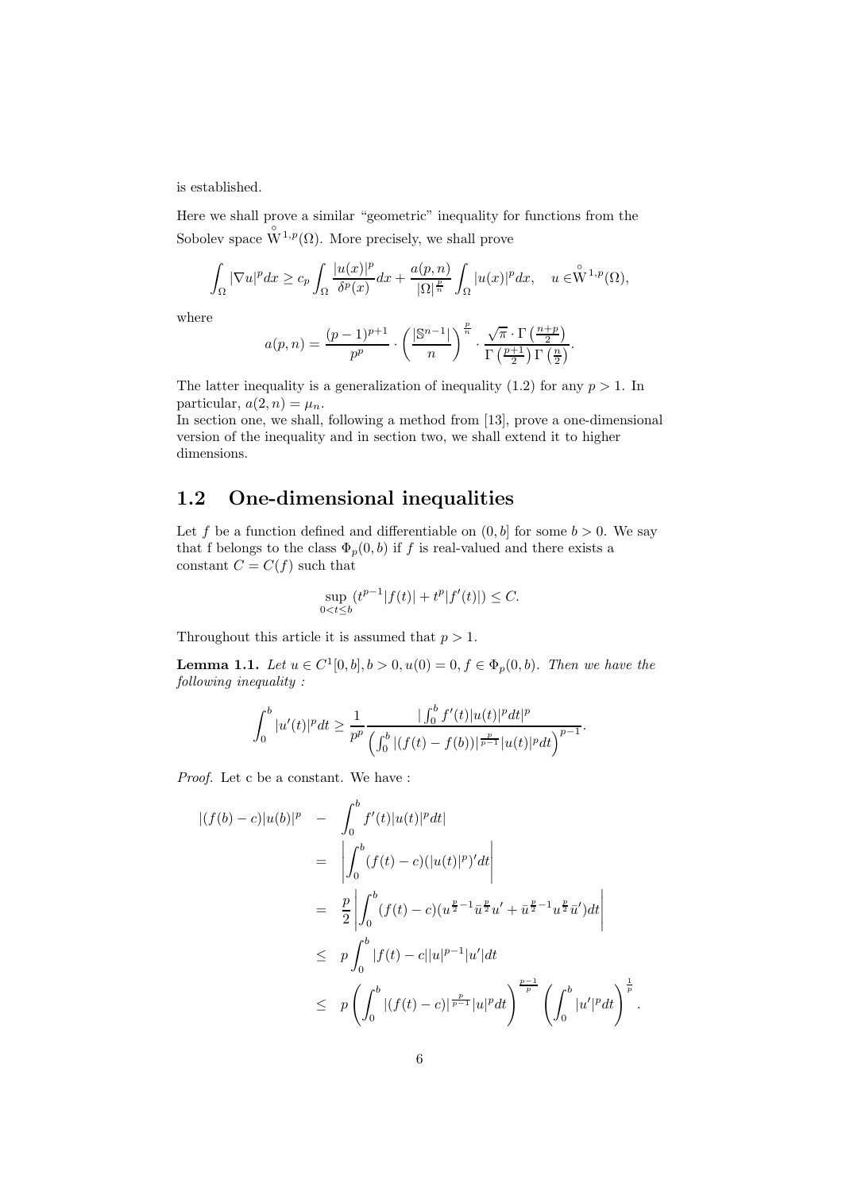is established.

Here we shall prove a similar "geometric" inequality for functions from the Sobolev space $\overset{\circ}{\mathrm{W}}{}^{1,p}(\Omega)$. More precisely, we shall prove

$$\int_\Omega |\nabla u|^p dx \geq c_p \int_\Omega \frac{|u(x)|^p}{\delta^p(x)} dx + \frac{a(p,n)}{|\Omega|^{\frac{p}{n}}} \int_\Omega |u(x)|^p dx, \quad u \in \overset{\circ}{\mathrm{W}}{}^{1,p}(\Omega),$$

where

$$a(p,n) = \frac{(p-1)^{p+1}}{p^p} \cdot \left(\frac{|\mathbb{S}^{n-1}|}{n}\right)^{\frac{p}{n}} \cdot \frac{\sqrt{\pi} \cdot \Gamma\left(\frac{n+p}{2}\right)}{\Gamma\left(\frac{p+1}{2}\right)\Gamma\left(\frac{n}{2}\right)}.$$

The latter inequality is a generalization of inequality (1.2) for any $p > 1$. In particular, $a(2,n) = \mu_n$.
In section one, we shall, following a method from [13], prove a one-dimensional version of the inequality and in section two, we shall extend it to higher dimensions.

## 1.2 One-dimensional inequalities

Let $f$ be a function defined and differentiable on $(0, b]$ for some $b > 0$. We say that f belongs to the class $\Phi_p(0, b)$ if $f$ is real-valued and there exists a constant $C = C(f)$ such that

$$\sup_{0<t\leq b} (t^{p-1}|f(t)| + t^p|f'(t)|) \leq C.$$

Throughout this article it is assumed that $p > 1$.

**Lemma 1.1.** *Let $u \in C^1[0, b], b > 0, u(0) = 0, f \in \Phi_p(0, b)$. Then we have the following inequality :*

$$\int_0^b |u'(t)|^p dt \geq \frac{1}{p^p} \frac{|\int_0^b f'(t)|u(t)|^p dt|^p}{\left(\int_0^b |(f(t) - f(b))|^{\frac{p}{p-1}} |u(t)|^p dt\right)^{p-1}}.$$

*Proof.* Let c be a constant. We have :

$$\begin{aligned}
|(f(b) - c)|u(b)|^p &- \int_0^b f'(t)|u(t)|^p dt| \\
&= \left|\int_0^b (f(t) - c)(|u(t)|^p)' dt\right| \\
&= \frac{p}{2}\left|\int_0^b (f(t) - c)(u^{\frac{p}{2}-1}\bar{u}^{\frac{p}{2}}u' + \bar{u}^{\frac{p}{2}-1}u^{\frac{p}{2}}\bar{u}')dt\right| \\
&\leq p\int_0^b |f(t) - c||u|^{p-1}|u'|dt \\
&\leq p\left(\int_0^b |(f(t) - c)|^{\frac{p}{p-1}}|u|^p dt\right)^{\frac{p-1}{p}} \left(\int_0^b |u'|^p dt\right)^{\frac{1}{p}}.
\end{aligned}$$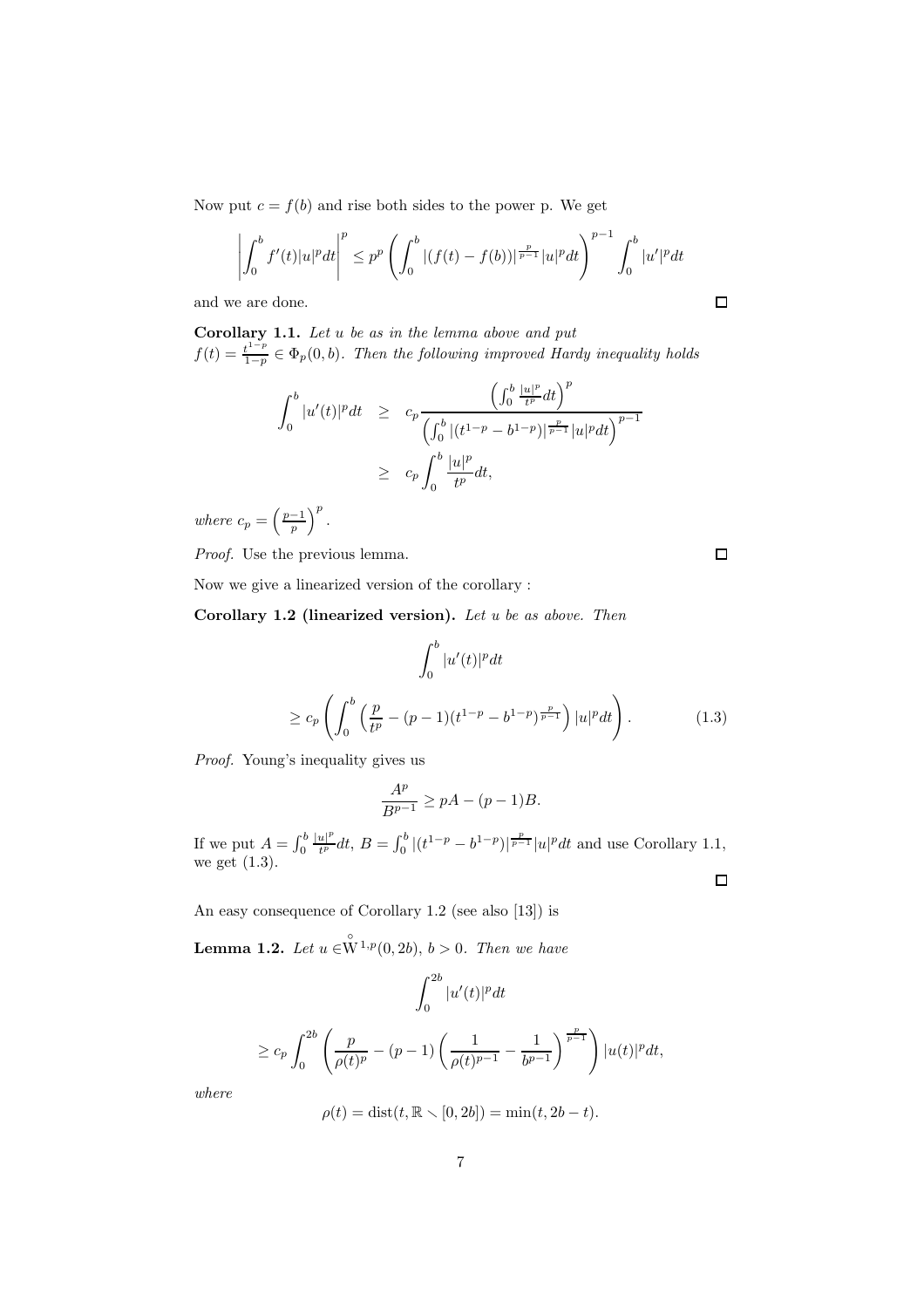Now put $c = f(b)$ and rise both sides to the power p. We get

$$\left|\int_0^b f'(t)|u|^p dt\right|^p \le p^p \left(\int_0^b |(f(t)-f(b))|^{\frac{p}{p-1}}|u|^p dt\right)^{p-1} \int_0^b |u'|^p dt$$

and we are done. $\square$

**Corollary 1.1.** *Let $u$ be as in the lemma above and put $f(t) = \frac{t^{1-p}}{1-p} \in \Phi_p(0,b)$. Then the following improved Hardy inequality holds*

$$\begin{aligned}
\int_0^b |u'(t)|^p dt &\ge c_p \frac{\left(\int_0^b \frac{|u|^p}{t^p} dt\right)^p}{\left(\int_0^b |(t^{1-p}-b^{1-p})|^{\frac{p}{p-1}}|u|^p dt\right)^{p-1}} \\
&\ge c_p \int_0^b \frac{|u|^p}{t^p} dt,
\end{aligned}$$

*where $c_p = \left(\frac{p-1}{p}\right)^p$.*

*Proof.* Use the previous lemma. $\square$

Now we give a linearized version of the corollary :

**Corollary 1.2 (linearized version).** *Let $u$ be as above. Then*

$$\int_0^b |u'(t)|^p dt$$

$$\ge c_p \left(\int_0^b \left(\frac{p}{t^p} - (p-1)(t^{1-p}-b^{1-p})^{\frac{p}{p-1}}\right)|u|^p dt\right). \tag{1.3}$$

*Proof.* Young's inequality gives us

$$\frac{A^p}{B^{p-1}} \ge pA - (p-1)B.$$

If we put $A = \int_0^b \frac{|u|^p}{t^p} dt$, $B = \int_0^b |(t^{1-p}-b^{1-p})|^{\frac{p}{p-1}}|u|^p dt$ and use Corollary 1.1, we get (1.3). $\square$

An easy consequence of Corollary 1.2 (see also [13]) is

**Lemma 1.2.** *Let $u \in \overset{\circ}{W}{}^{1,p}(0,2b)$, $b > 0$. Then we have*

$$\int_0^{2b} |u'(t)|^p dt$$

$$\ge c_p \int_0^{2b} \left(\frac{p}{\rho(t)^p} - (p-1)\left(\frac{1}{\rho(t)^{p-1}} - \frac{1}{b^{p-1}}\right)^{\frac{p}{p-1}}\right)|u(t)|^p dt,$$

*where*

$$\rho(t) = \operatorname{dist}(t, \mathbb{R} \setminus [0,2b]) = \min(t, 2b-t).$$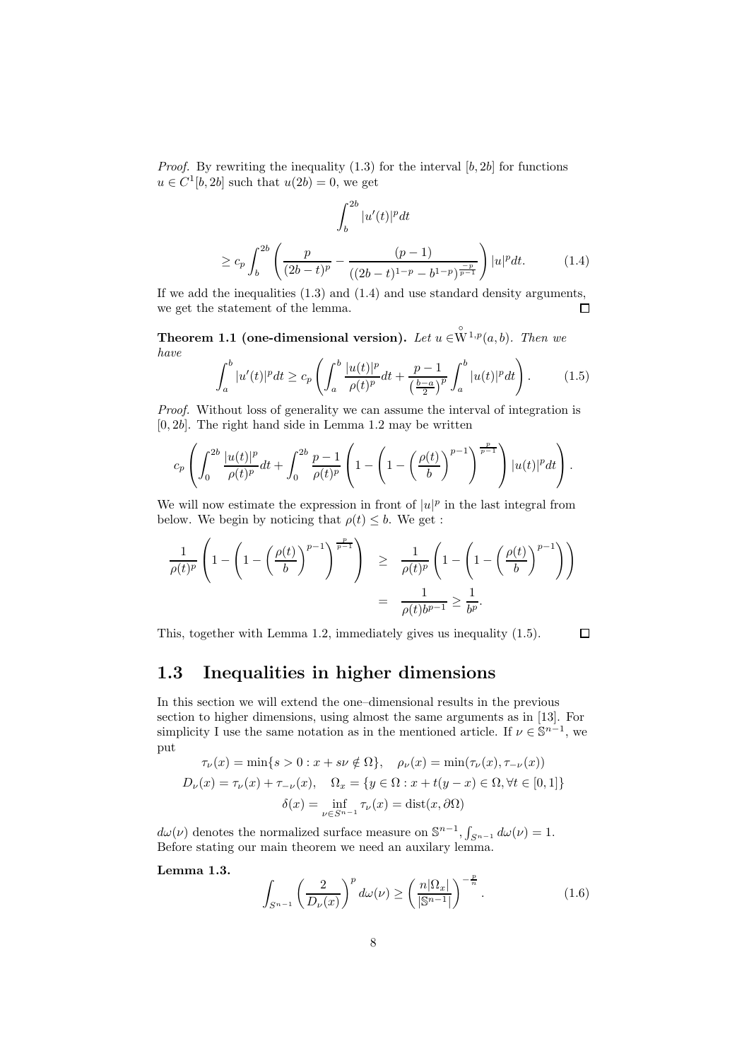*Proof.* By rewriting the inequality (1.3) for the interval $[b, 2b]$ for functions $u \in C^1[b, 2b]$ such that $u(2b) = 0$, we get

$$\int_b^{2b} |u'(t)|^p dt$$

$$\geq c_p \int_b^{2b} \left( \frac{p}{(2b-t)^p} - \frac{(p-1)}{((2b-t)^{1-p} - b^{1-p})^{\frac{-p}{p-1}}} \right) |u|^p dt. \tag{1.4}$$

If we add the inequalities (1.3) and (1.4) and use standard density arguments, we get the statement of the lemma. $\square$

**Theorem 1.1 (one-dimensional version).** *Let $u \in \overset{\circ}{W}{}^{1,p}(a,b)$. Then we have*

$$\int_a^b |u'(t)|^p dt \geq c_p \left( \int_a^b \frac{|u(t)|^p}{\rho(t)^p} dt + \frac{p-1}{\left(\frac{b-a}{2}\right)^p} \int_a^b |u(t)|^p dt \right). \tag{1.5}$$

*Proof.* Without loss of generality we can assume the interval of integration is $[0, 2b]$. The right hand side in Lemma 1.2 may be written

$$c_p \left( \int_0^{2b} \frac{|u(t)|^p}{\rho(t)^p} dt + \int_0^{2b} \frac{p-1}{\rho(t)^p} \left( 1 - \left( 1 - \left( \frac{\rho(t)}{b} \right)^{p-1} \right)^{\frac{p}{p-1}} \right) |u(t)|^p dt \right).$$

We will now estimate the expression in front of $|u|^p$ in the last integral from below. We begin by noticing that $\rho(t) \leq b$. We get :

$$\begin{aligned} \frac{1}{\rho(t)^p} \left( 1 - \left( 1 - \left( \frac{\rho(t)}{b} \right)^{p-1} \right)^{\frac{p}{p-1}} \right) &\geq \frac{1}{\rho(t)^p} \left( 1 - \left( 1 - \left( \frac{\rho(t)}{b} \right)^{p-1} \right) \right) \\ &= \frac{1}{\rho(t) b^{p-1}} \geq \frac{1}{b^p}. \end{aligned}$$

This, together with Lemma 1.2, immediately gives us inequality (1.5). $\square$

## 1.3 Inequalities in higher dimensions

In this section we will extend the one–dimensional results in the previous section to higher dimensions, using almost the same arguments as in [13]. For simplicity I use the same notation as in the mentioned article. If $\nu \in \mathbb{S}^{n-1}$, we put

$$\tau_\nu(x) = \min\{s > 0 : x + s\nu \notin \Omega\}, \quad \rho_\nu(x) = \min(\tau_\nu(x), \tau_{-\nu}(x))$$

$$D_\nu(x) = \tau_\nu(x) + \tau_{-\nu}(x), \quad \Omega_x = \{y \in \Omega : x + t(y - x) \in \Omega, \forall t \in [0, 1]\}$$

$$\delta(x) = \inf_{\nu \in S^{n-1}} \tau_\nu(x) = \operatorname{dist}(x, \partial\Omega)$$

$d\omega(\nu)$ denotes the normalized surface measure on $\mathbb{S}^{n-1}$, $\int_{S^{n-1}} d\omega(\nu) = 1$. Before stating our main theorem we need an auxilary lemma.

**Lemma 1.3.**

$$\int_{S^{n-1}} \left( \frac{2}{D_\nu(x)} \right)^p d\omega(\nu) \geq \left( \frac{n|\Omega_x|}{|\mathbb{S}^{n-1}|} \right)^{-\frac{p}{n}}. \tag{1.6}$$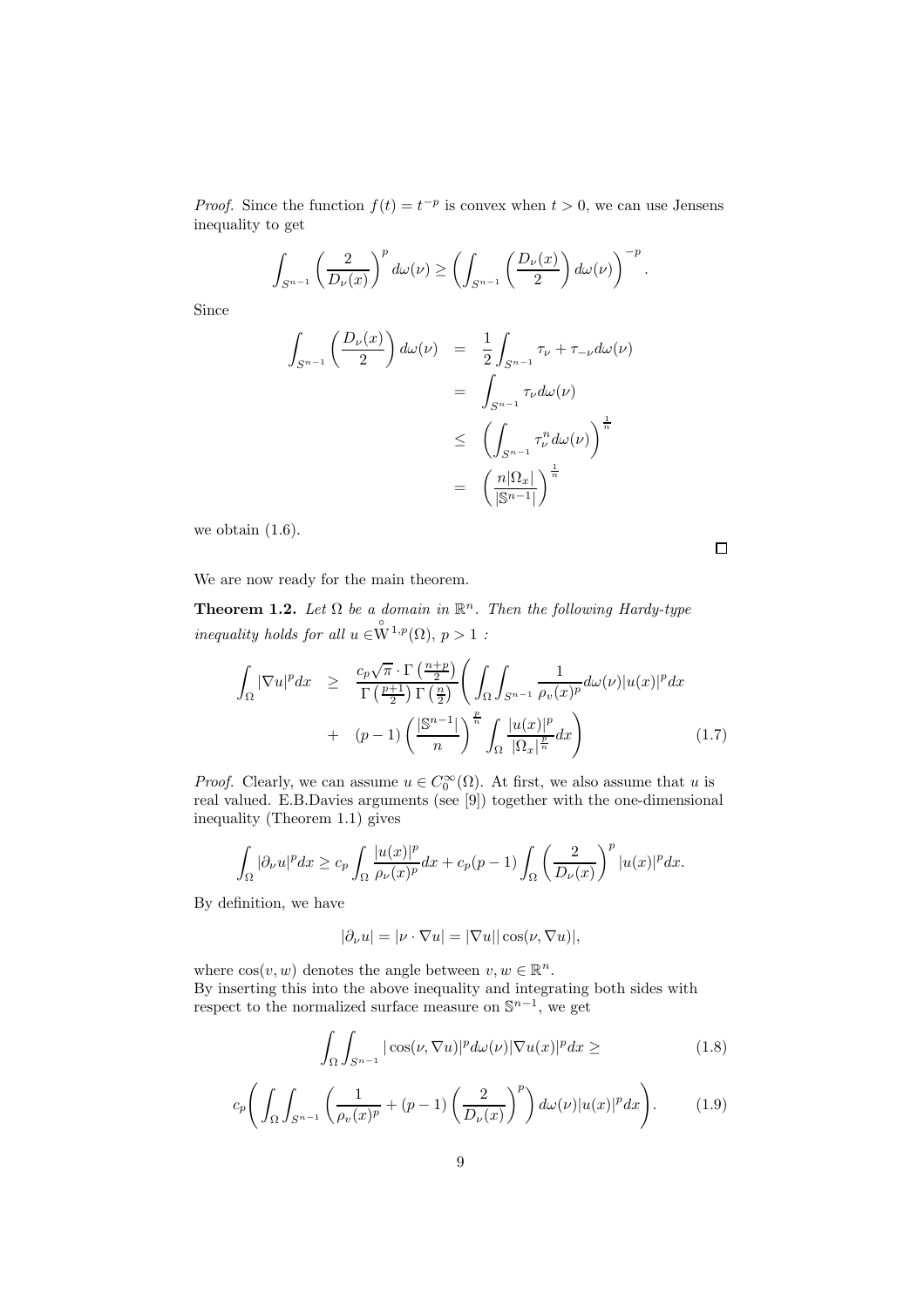*Proof.* Since the function $f(t) = t^{-p}$ is convex when $t > 0$, we can use Jensens inequality to get

$$\int_{S^{n-1}} \left(\frac{2}{D_\nu(x)}\right)^p d\omega(\nu) \geq \left(\int_{S^{n-1}} \left(\frac{D_\nu(x)}{2}\right) d\omega(\nu)\right)^{-p}.$$

Since

$$\begin{aligned}
\int_{S^{n-1}} \left(\frac{D_\nu(x)}{2}\right) d\omega(\nu) &= \frac{1}{2}\int_{S^{n-1}} \tau_\nu + \tau_{-\nu} d\omega(\nu) \\
&= \int_{S^{n-1}} \tau_\nu d\omega(\nu) \\
&\leq \left(\int_{S^{n-1}} \tau_\nu^n d\omega(\nu)\right)^{\frac{1}{n}} \\
&= \left(\frac{n|\Omega_x|}{|\mathbb{S}^{n-1}|}\right)^{\frac{1}{n}}
\end{aligned}$$

we obtain (1.6).

$\square$

We are now ready for the main theorem.

**Theorem 1.2.** *Let $\Omega$ be a domain in $\mathbb{R}^n$. Then the following Hardy-type inequality holds for all $u \in \overset{\circ}{W}{}^{1,p}(\Omega)$, $p > 1$ :*

$$\begin{aligned}
\int_\Omega |\nabla u|^p dx \quad &\geq \quad \frac{c_p\sqrt{\pi} \cdot \Gamma\left(\frac{n+p}{2}\right)}{\Gamma\left(\frac{p+1}{2}\right)\Gamma\left(\frac{n}{2}\right)}\Bigg(\int_\Omega \int_{S^{n-1}} \frac{1}{\rho_v(x)^p} d\omega(\nu)|u(x)|^p dx \\
&+ \quad (p-1)\left(\frac{|\mathbb{S}^{n-1}|}{n}\right)^{\frac{p}{n}} \int_\Omega \frac{|u(x)|^p}{|\Omega_x|^{\frac{p}{n}}} dx\Bigg) \qquad (1.7)
\end{aligned}$$

*Proof.* Clearly, we can assume $u \in C_0^\infty(\Omega)$. At first, we also assume that $u$ is real valued. E.B.Davies arguments (see [9]) together with the one-dimensional inequality (Theorem 1.1) gives

$$\int_\Omega |\partial_\nu u|^p dx \geq c_p \int_\Omega \frac{|u(x)|^p}{\rho_\nu(x)^p} dx + c_p(p-1)\int_\Omega \left(\frac{2}{D_\nu(x)}\right)^p |u(x)|^p dx.$$

By definition, we have

$$|\partial_\nu u| = |\nu \cdot \nabla u| = |\nabla u||\cos(\nu, \nabla u)|,$$

where $\cos(v, w)$ denotes the angle between $v, w \in \mathbb{R}^n$.
By inserting this into the above inequality and integrating both sides with respect to the normalized surface measure on $\mathbb{S}^{n-1}$, we get

$$\int_\Omega \int_{S^{n-1}} |\cos(\nu, \nabla u)|^p d\omega(\nu)|\nabla u(x)|^p dx \geq \qquad (1.8)$$

$$c_p\Bigg(\int_\Omega \int_{S^{n-1}} \left(\frac{1}{\rho_v(x)^p} + (p-1)\left(\frac{2}{D_\nu(x)}\right)^p\right) d\omega(\nu)|u(x)|^p dx\Bigg). \qquad (1.9)$$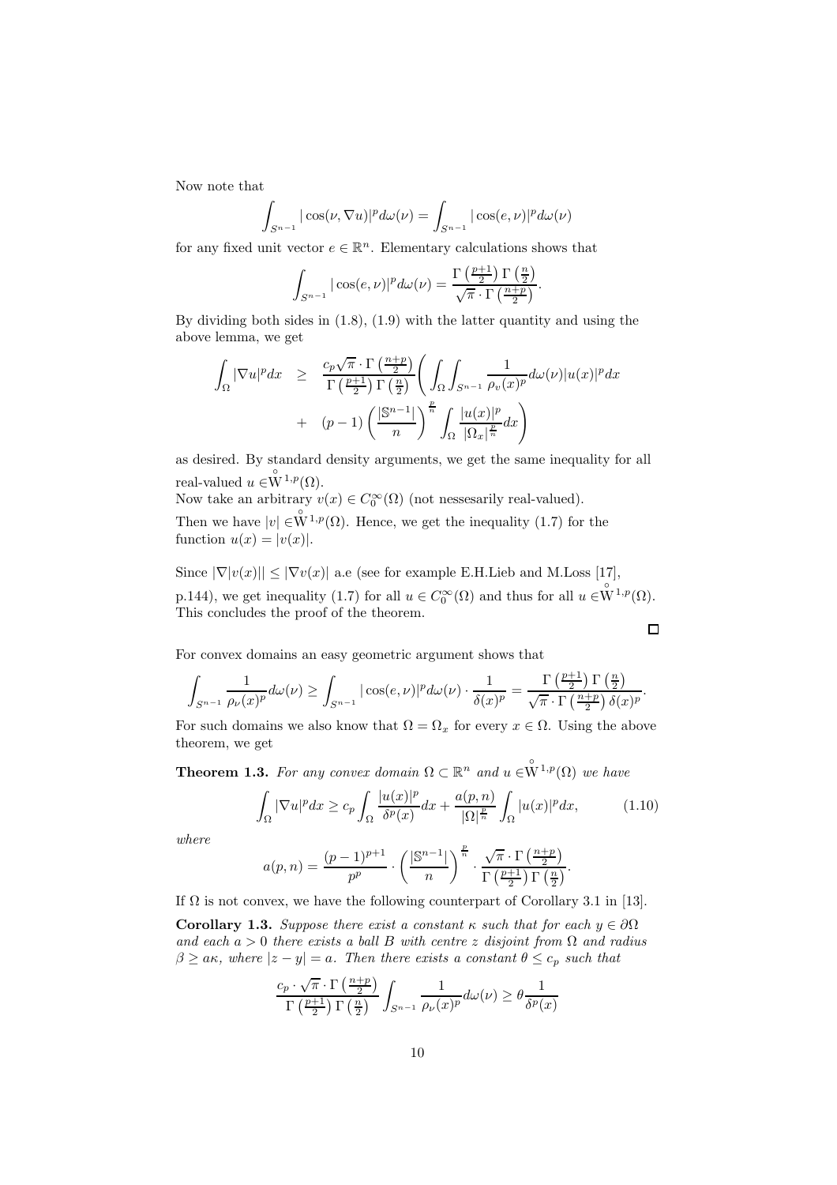Now note that

$$\int_{S^{n-1}} |\cos(\nu, \nabla u)|^p d\omega(\nu) = \int_{S^{n-1}} |\cos(e, \nu)|^p d\omega(\nu)$$

for any fixed unit vector $e \in \mathbb{R}^n$. Elementary calculations shows that

$$\int_{S^{n-1}} |\cos(e, \nu)|^p d\omega(\nu) = \frac{\Gamma\left(\frac{p+1}{2}\right)\Gamma\left(\frac{n}{2}\right)}{\sqrt{\pi}\cdot\Gamma\left(\frac{n+p}{2}\right)}.$$

By dividing both sides in (1.8), (1.9) with the latter quantity and using the above lemma, we get

$$\begin{aligned}
\int_\Omega |\nabla u|^p dx \quad &\geq \quad \frac{c_p\sqrt{\pi}\cdot\Gamma\left(\frac{n+p}{2}\right)}{\Gamma\left(\frac{p+1}{2}\right)\Gamma\left(\frac{n}{2}\right)}\Bigg(\int_\Omega\int_{S^{n-1}} \frac{1}{\rho_v(x)^p} d\omega(\nu)|u(x)|^p dx \\
&+ \quad (p-1)\left(\frac{|\mathbb{S}^{n-1}|}{n}\right)^{\frac{p}{n}} \int_\Omega \frac{|u(x)|^p}{|\Omega_x|^{\frac{p}{n}}} dx\Bigg)
\end{aligned}$$

as desired. By standard density arguments, we get the same inequality for all real-valued $u \in \overset{\circ}{\mathrm{W}}{}^{1,p}(\Omega)$.

Now take an arbitrary $v(x) \in C_0^\infty(\Omega)$ (not nessesarily real-valued).

Then we have $|v| \in \overset{\circ}{\mathrm{W}}{}^{1,p}(\Omega)$. Hence, we get the inequality (1.7) for the function $u(x) = |v(x)|$.

Since $|\nabla|v(x)|| \leq |\nabla v(x)|$ a.e (see for example E.H.Lieb and M.Loss [17], p.144), we get inequality (1.7) for all $u \in C_0^\infty(\Omega)$ and thus for all $u \in \overset{\circ}{\mathrm{W}}{}^{1,p}(\Omega)$. This concludes the proof of the theorem.

□

For convex domains an easy geometric argument shows that

$$\int_{S^{n-1}} \frac{1}{\rho_\nu(x)^p} d\omega(\nu) \geq \int_{S^{n-1}} |\cos(e, \nu)|^p d\omega(\nu) \cdot \frac{1}{\delta(x)^p} = \frac{\Gamma\left(\frac{p+1}{2}\right)\Gamma\left(\frac{n}{2}\right)}{\sqrt{\pi}\cdot\Gamma\left(\frac{n+p}{2}\right)\delta(x)^p}.$$

For such domains we also know that $\Omega = \Omega_x$ for every $x \in \Omega$. Using the above theorem, we get

**Theorem 1.3.** *For any convex domain $\Omega \subset \mathbb{R}^n$ and $u \in \overset{\circ}{\mathrm{W}}{}^{1,p}(\Omega)$ we have*

$$\int_\Omega |\nabla u|^p dx \geq c_p \int_\Omega \frac{|u(x)|^p}{\delta^p(x)} dx + \frac{a(p,n)}{|\Omega|^{\frac{p}{n}}} \int_\Omega |u(x)|^p dx, \tag{1.10}$$

*where*

$$a(p,n) = \frac{(p-1)^{p+1}}{p^p} \cdot \left(\frac{|\mathbb{S}^{n-1}|}{n}\right)^{\frac{p}{n}} \cdot \frac{\sqrt{\pi}\cdot\Gamma\left(\frac{n+p}{2}\right)}{\Gamma\left(\frac{p+1}{2}\right)\Gamma\left(\frac{n}{2}\right)}.$$

If $\Omega$ is not convex, we have the following counterpart of Corollary 3.1 in [13].

**Corollary 1.3.** *Suppose there exist a constant $\kappa$ such that for each $y \in \partial\Omega$ and each $a > 0$ there exists a ball $B$ with centre $z$ disjoint from $\Omega$ and radius $\beta \geq a\kappa$, where $|z - y| = a$. Then there exists a constant $\theta \leq c_p$ such that*

$$\frac{c_p \cdot \sqrt{\pi}\cdot\Gamma\left(\frac{n+p}{2}\right)}{\Gamma\left(\frac{p+1}{2}\right)\Gamma\left(\frac{n}{2}\right)} \int_{S^{n-1}} \frac{1}{\rho_\nu(x)^p} d\omega(\nu) \geq \theta \frac{1}{\delta^p(x)}$$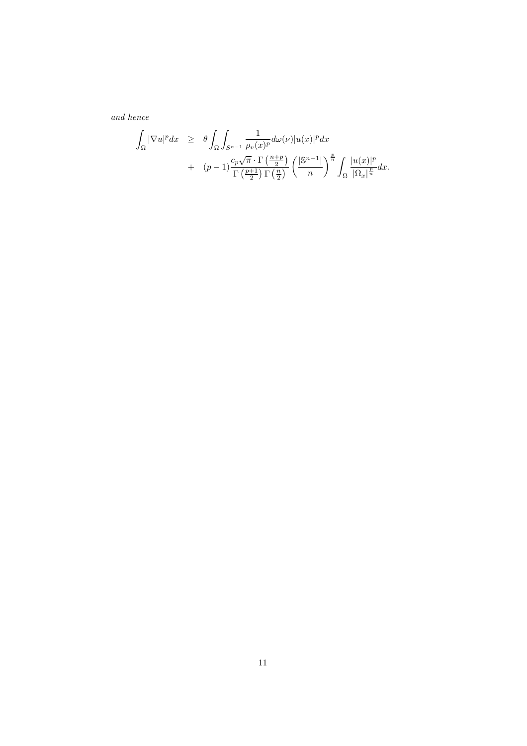*and hence*

$$
\begin{aligned}
\int_\Omega |\nabla u|^p dx &\geq \theta \int_\Omega \int_{S^{n-1}} \frac{1}{\rho_v(x)^p} d\omega(\nu) |u(x)|^p dx \\
&+ (p-1) \frac{c_p \sqrt{\pi} \cdot \Gamma\left(\frac{n+p}{2}\right)}{\Gamma\left(\frac{p+1}{2}\right) \Gamma\left(\frac{n}{2}\right)} \left(\frac{|\mathbb{S}^{n-1}|}{n}\right)^{\frac{p}{n}} \int_\Omega \frac{|u(x)|^p}{|\Omega_x|^{\frac{p}{n}}} dx.
\end{aligned}
$$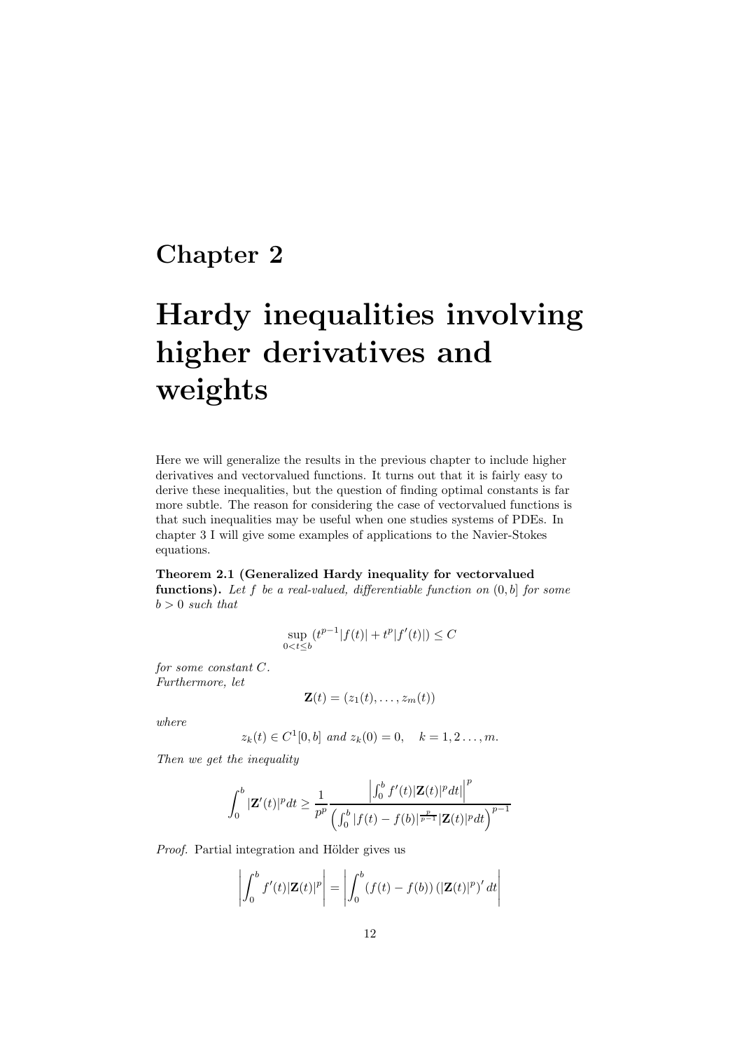# Chapter 2

# Hardy inequalities involving higher derivatives and weights

Here we will generalize the results in the previous chapter to include higher derivatives and vectorvalued functions. It turns out that it is fairly easy to derive these inequalities, but the question of finding optimal constants is far more subtle. The reason for considering the case of vectorvalued functions is that such inequalities may be useful when one studies systems of PDEs. In chapter 3 I will give some examples of applications to the Navier-Stokes equations.

**Theorem 2.1 (Generalized Hardy inequality for vectorvalued functions).** *Let $f$ be a real-valued, differentiable function on $(0, b]$ for some $b > 0$ such that*

$$\sup_{0<t\leq b} (t^{p-1}|f(t)| + t^p|f'(t)|) \leq C$$

*for some constant $C$.*
*Furthermore, let*

$$\mathbf{Z}(t) = (z_1(t), \ldots, z_m(t))$$

*where*

$$z_k(t) \in C^1[0, b] \text{ and } z_k(0) = 0, \quad k = 1, 2 \ldots, m.$$

*Then we get the inequality*

$$\int_0^b |\mathbf{Z}'(t)|^p dt \geq \frac{1}{p^p} \frac{\left|\int_0^b f'(t)|\mathbf{Z}(t)|^p dt\right|^p}{\left(\int_0^b |f(t) - f(b)|^{\frac{p}{p-1}} |\mathbf{Z}(t)|^p dt\right)^{p-1}}$$

*Proof.* Partial integration and Hölder gives us

$$\left|\int_0^b f'(t)|\mathbf{Z}(t)|^p\right| = \left|\int_0^b (f(t) - f(b)) \left(|\mathbf{Z}(t)|^p\right)' dt\right|$$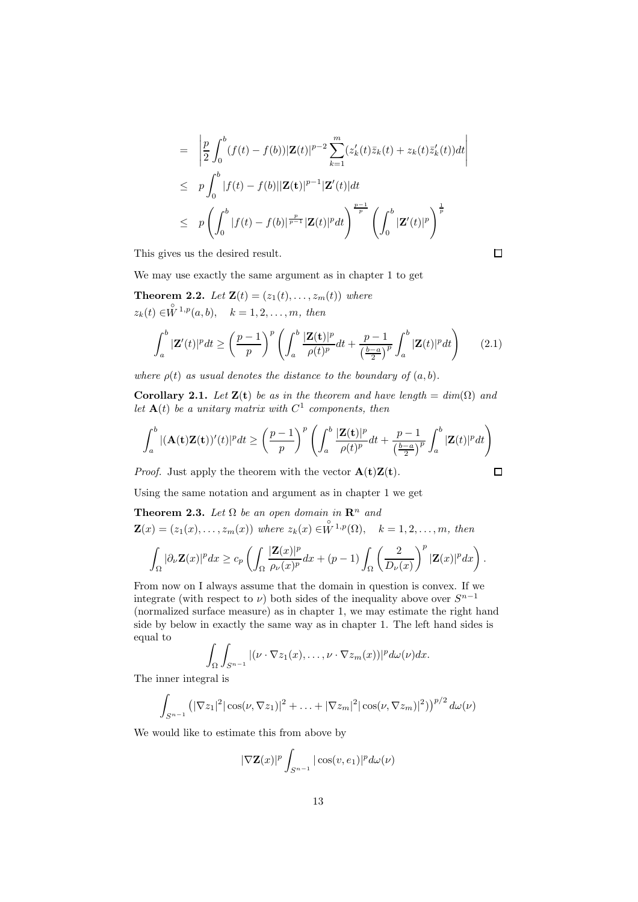$$
\begin{aligned}
&= \left| \frac{p}{2} \int_0^b (f(t) - f(b)) |\mathbf{Z}(t)|^{p-2} \sum_{k=1}^m (z_k'(t)\bar{z}_k(t) + z_k(t)\bar{z}_k'(t)) dt \right| \\
&\leq p \int_0^b |f(t) - f(b)| |\mathbf{Z}(\mathbf{t})|^{p-1} |\mathbf{Z}'(t)| dt \\
&\leq p \left( \int_0^b |f(t) - f(b)|^{\frac{p}{p-1}} |\mathbf{Z}(t)|^p dt \right)^{\frac{p-1}{p}} \left( \int_0^b |\mathbf{Z}'(t)|^p \right)^{\frac{1}{p}}
\end{aligned}
$$

This gives us the desired result. □

We may use exactly the same argument as in chapter 1 to get

**Theorem 2.2.** *Let $\mathbf{Z}(t) = (z_1(t), \ldots, z_m(t))$ where $z_k(t) \in \overset{\circ}{W}{}^{1,p}(a,b), \quad k = 1, 2, \ldots, m,$ then*

$$
\int_a^b |\mathbf{Z}'(t)|^p dt \geq \left( \frac{p-1}{p} \right)^p \left( \int_a^b \frac{|\mathbf{Z}(\mathbf{t})|^p}{\rho(t)^p} dt + \frac{p-1}{\left(\frac{b-a}{2}\right)^p} \int_a^b |\mathbf{Z}(t)|^p dt \right) \tag{2.1}
$$

*where $\rho(t)$ as usual denotes the distance to the boundary of $(a,b)$.*

**Corollary 2.1.** *Let $\mathbf{Z}(\mathbf{t})$ be as in the theorem and have length $= dim(\Omega)$ and let $\mathbf{A}(t)$ be a unitary matrix with $C^1$ components, then*

$$
\int_a^b |(\mathbf{A}(\mathbf{t})\mathbf{Z}(\mathbf{t}))'(t)|^p dt \geq \left( \frac{p-1}{p} \right)^p \left( \int_a^b \frac{|\mathbf{Z}(\mathbf{t})|^p}{\rho(t)^p} dt + \frac{p-1}{\left(\frac{b-a}{2}\right)^p} \int_a^b |\mathbf{Z}(t)|^p dt \right)
$$

*Proof.* Just apply the theorem with the vector $\mathbf{A}(\mathbf{t})\mathbf{Z}(\mathbf{t})$. □

Using the same notation and argument as in chapter 1 we get

**Theorem 2.3.** *Let $\Omega$ be an open domain in $\mathbf{R}^n$ and $\mathbf{Z}(x) = (z_1(x), \ldots, z_m(x))$ where $z_k(x) \in \overset{\circ}{W}{}^{1,p}(\Omega), \quad k = 1, 2, \ldots, m,$ then*

$$
\int_\Omega |\partial_\nu \mathbf{Z}(x)|^p dx \geq c_p \left( \int_\Omega \frac{|\mathbf{Z}(x)|^p}{\rho_\nu(x)^p} dx + (p-1) \int_\Omega \left( \frac{2}{D_\nu(x)} \right)^p |\mathbf{Z}(x)|^p dx \right).
$$

From now on I always assume that the domain in question is convex. If we integrate (with respect to $\nu$) both sides of the inequality above over $S^{n-1}$ (normalized surface measure) as in chapter 1, we may estimate the right hand side by below in exactly the same way as in chapter 1. The left hand sides is equal to

$$
\int_\Omega \int_{S^{n-1}} |(\nu \cdot \nabla z_1(x), \ldots, \nu \cdot \nabla z_m(x))|^p d\omega(\nu) dx.
$$

The inner integral is

$$
\int_{S^{n-1}} \left( |\nabla z_1|^2 |\cos(\nu, \nabla z_1)|^2 + \ldots + |\nabla z_m|^2 |\cos(\nu, \nabla z_m)|^2 \right)^{p/2} d\omega(\nu)
$$

We would like to estimate this from above by

$$
|\nabla \mathbf{Z}(x)|^p \int_{S^{n-1}} |\cos(v, e_1)|^p d\omega(\nu)
$$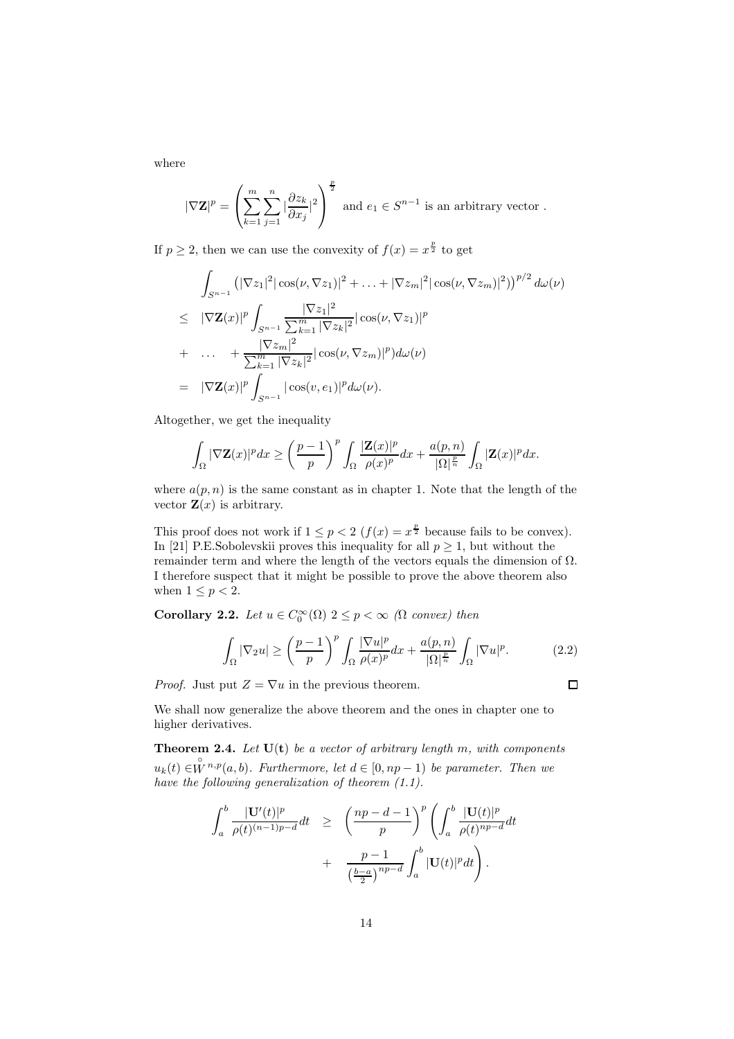where

$$|\nabla \mathbf{Z}|^p = \left( \sum_{k=1}^{m} \sum_{j=1}^{n} |\frac{\partial z_k}{\partial x_j}|^2 \right)^{\frac{p}{2}} \text{ and } e_1 \in S^{n-1} \text{ is an arbitrary vector .}$$

If $p \geq 2$, then we can use the convexity of $f(x) = x^{\frac{p}{2}}$ to get

$$\begin{aligned}
& \int_{S^{n-1}} \left( |\nabla z_1|^2 |\cos(\nu, \nabla z_1)|^2 + \ldots + |\nabla z_m|^2 |\cos(\nu, \nabla z_m)|^2) \right)^{p/2} d\omega(\nu) \\
\leq \quad & |\nabla \mathbf{Z}(x)|^p \int_{S^{n-1}} \frac{|\nabla z_1|^2}{\sum_{k=1}^m |\nabla z_k|^2} |\cos(\nu, \nabla z_1)|^p \\
+ \quad & \ldots \quad + \frac{|\nabla z_m|^2}{\sum_{k=1}^m |\nabla z_k|^2} |\cos(\nu, \nabla z_m)|^p) d\omega(\nu) \\
= \quad & |\nabla \mathbf{Z}(x)|^p \int_{S^{n-1}} |\cos(v, e_1)|^p d\omega(\nu).
\end{aligned}$$

Altogether, we get the inequality

$$\int_\Omega |\nabla \mathbf{Z}(x)|^p dx \geq \left( \frac{p-1}{p} \right)^p \int_\Omega \frac{|\mathbf{Z}(x)|^p}{\rho(x)^p} dx + \frac{a(p,n)}{|\Omega|^{\frac{p}{n}}} \int_\Omega |\mathbf{Z}(x)|^p dx.$$

where $a(p,n)$ is the same constant as in chapter 1. Note that the length of the vector $\mathbf{Z}(x)$ is arbitrary.

This proof does not work if $1 \leq p < 2$ ($f(x) = x^{\frac{p}{2}}$ because fails to be convex). In [21] P.E.Sobolevskii proves this inequality for all $p \geq 1$, but without the remainder term and where the length of the vectors equals the dimension of $\Omega$. I therefore suspect that it might be possible to prove the above theorem also when $1 \leq p < 2$.

**Corollary 2.2.** *Let $u \in C_0^\infty(\Omega)$ $2 \leq p < \infty$ ($\Omega$ convex) then*

$$\int_\Omega |\nabla_2 u| \geq \left( \frac{p-1}{p} \right)^p \int_\Omega \frac{|\nabla u|^p}{\rho(x)^p} dx + \frac{a(p,n)}{|\Omega|^{\frac{p}{n}}} \int_\Omega |\nabla u|^p. \tag{2.2}$$

*Proof.* Just put $Z = \nabla u$ in the previous theorem. ∎

We shall now generalize the above theorem and the ones in chapter one to higher derivatives.

**Theorem 2.4.** *Let $\mathbf{U}(\mathbf{t})$ be a vector of arbitrary length $m$, with components $u_k(t) \in \overset{\circ}{W}{}^{n,p}(a,b)$. Furthermore, let $d \in [0, np-1)$ be parameter. Then we have the following generalization of theorem (1.1).*

$$\begin{aligned}
\int_a^b \frac{|\mathbf{U}'(t)|^p}{\rho(t)^{(n-1)p-d}} dt \quad & \geq \quad \left( \frac{np-d-1}{p} \right)^p \left( \int_a^b \frac{|\mathbf{U}(t)|^p}{\rho(t)^{np-d}} dt \right. \\
& + \quad \left. \frac{p-1}{\left(\frac{b-a}{2}\right)^{np-d}} \int_a^b |\mathbf{U}(t)|^p dt \right).
\end{aligned}$$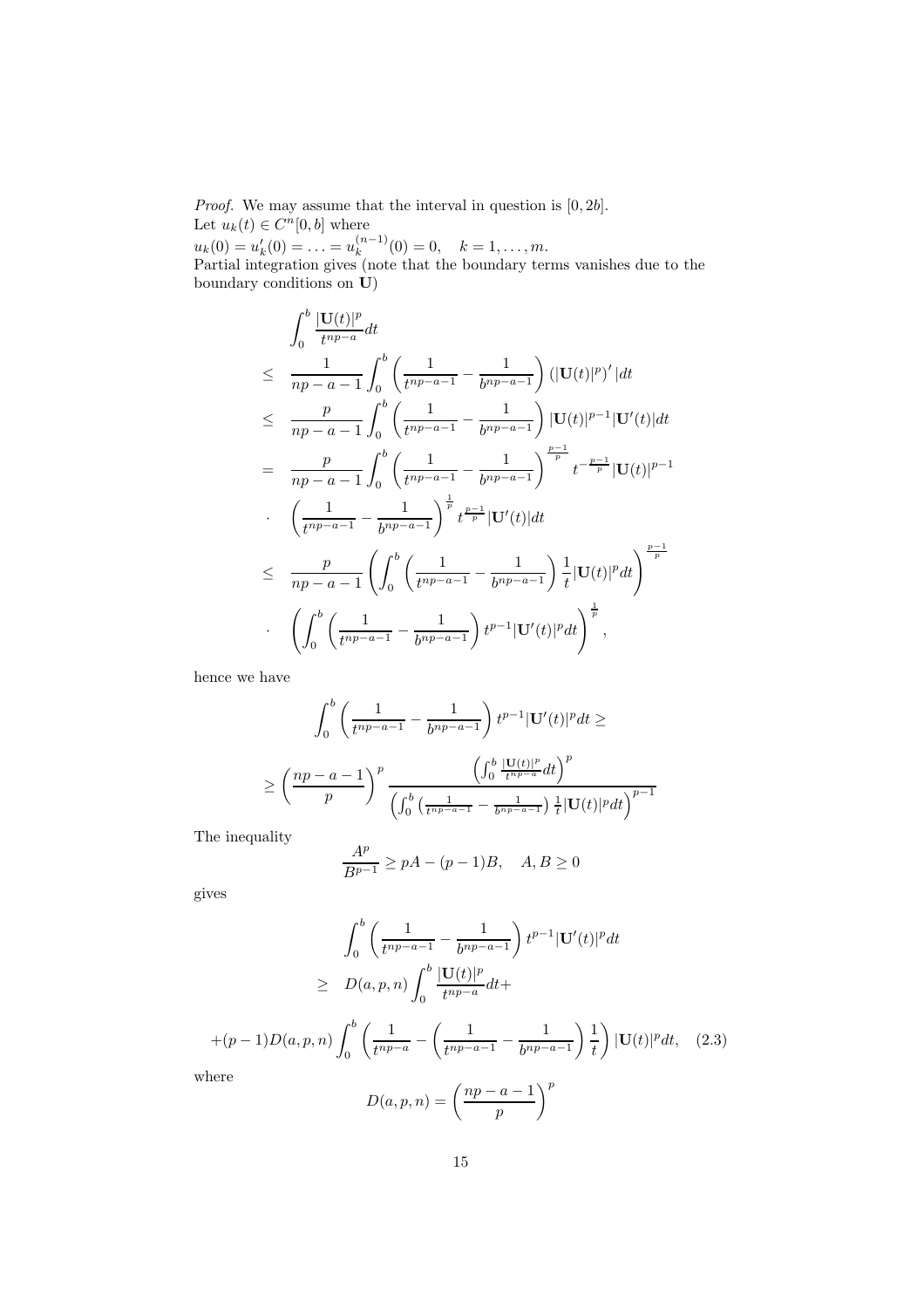*Proof.* We may assume that the interval in question is $[0, 2b]$.
Let $u_k(t) \in C^n[0, b]$ where
$u_k(0) = u_k'(0) = \ldots = u_k^{(n-1)}(0) = 0, \quad k = 1, \ldots, m.$
Partial integration gives (note that the boundary terms vanishes due to the boundary conditions on $\mathbf{U}$)

$$
\begin{aligned}
& \int_0^b \frac{|\mathbf{U}(t)|^p}{t^{np-a}} dt \\
\leq \quad & \frac{1}{np-a-1} \int_0^b \left( \frac{1}{t^{np-a-1}} - \frac{1}{b^{np-a-1}} \right) \left(|\mathbf{U}(t)|^p\right)' | dt \\
\leq \quad & \frac{p}{np-a-1} \int_0^b \left( \frac{1}{t^{np-a-1}} - \frac{1}{b^{np-a-1}} \right) |\mathbf{U}(t)|^{p-1} |\mathbf{U}'(t)| dt \\
= \quad & \frac{p}{np-a-1} \int_0^b \left( \frac{1}{t^{np-a-1}} - \frac{1}{b^{np-a-1}} \right)^{\frac{p-1}{p}} t^{-\frac{p-1}{p}} |\mathbf{U}(t)|^{p-1} \\
\cdot \quad & \left( \frac{1}{t^{np-a-1}} - \frac{1}{b^{np-a-1}} \right)^{\frac{1}{p}} t^{\frac{p-1}{p}} |\mathbf{U}'(t)| dt \\
\leq \quad & \frac{p}{np-a-1} \left( \int_0^b \left( \frac{1}{t^{np-a-1}} - \frac{1}{b^{np-a-1}} \right) \frac{1}{t} |\mathbf{U}(t)|^p dt \right)^{\frac{p-1}{p}} \\
\cdot \quad & \left( \int_0^b \left( \frac{1}{t^{np-a-1}} - \frac{1}{b^{np-a-1}} \right) t^{p-1} |\mathbf{U}'(t)|^p dt \right)^{\frac{1}{p}},
\end{aligned}
$$

hence we have

$$
\int_0^b \left( \frac{1}{t^{np-a-1}} - \frac{1}{b^{np-a-1}} \right) t^{p-1} |\mathbf{U}'(t)|^p dt \geq
$$

$$
\geq \left( \frac{np-a-1}{p} \right)^p \frac{\left( \int_0^b \frac{|\mathbf{U}(t)|^p}{t^{np-a}} dt \right)^p}{\left( \int_0^b \left( \frac{1}{t^{np-a-1}} - \frac{1}{b^{np-a-1}} \right) \frac{1}{t} |\mathbf{U}(t)|^p dt \right)^{p-1}}
$$

The inequality

$$
\frac{A^p}{B^{p-1}} \geq pA - (p-1)B, \quad A, B \geq 0
$$

gives

$$
\begin{aligned}
& \int_0^b \left( \frac{1}{t^{np-a-1}} - \frac{1}{b^{np-a-1}} \right) t^{p-1} |\mathbf{U}'(t)|^p dt \\
\geq \quad & D(a,p,n) \int_0^b \frac{|\mathbf{U}(t)|^p}{t^{np-a}} dt +
\end{aligned}
$$

$$
+(p-1) D(a,p,n) \int_0^b \left( \frac{1}{t^{np-a}} - \left( \frac{1}{t^{np-a-1}} - \frac{1}{b^{np-a-1}} \right) \frac{1}{t} \right) |\mathbf{U}(t)|^p dt, \quad (2.3)
$$

where

$$
D(a,p,n) = \left( \frac{np-a-1}{p} \right)^p
$$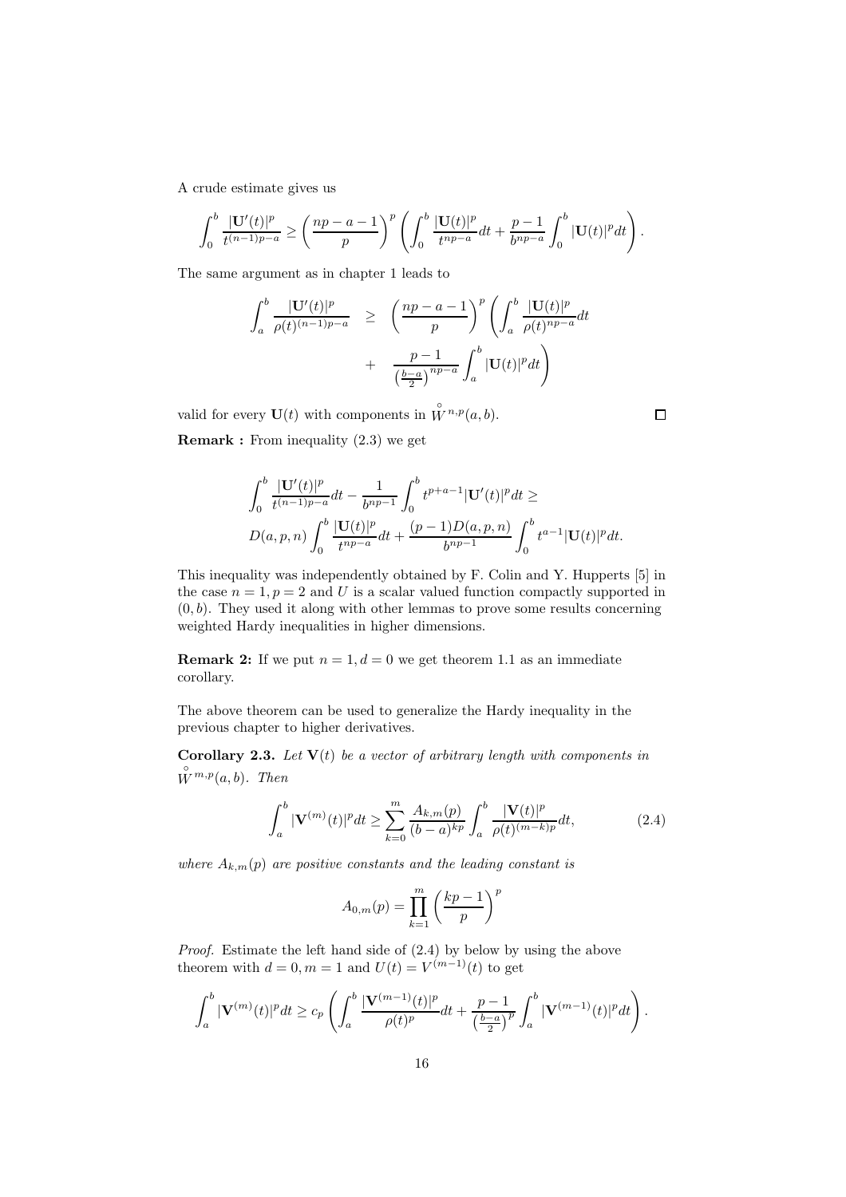A crude estimate gives us

$$\int_0^b \frac{|\mathbf{U}'(t)|^p}{t^{(n-1)p-a}} \geq \left(\frac{np-a-1}{p}\right)^p \left(\int_0^b \frac{|\mathbf{U}(t)|^p}{t^{np-a}}dt + \frac{p-1}{b^{np-a}}\int_0^b |\mathbf{U}(t)|^p dt\right).$$

The same argument as in chapter 1 leads to

$$\begin{aligned}\int_a^b \frac{|\mathbf{U}'(t)|^p}{\rho(t)^{(n-1)p-a}} \quad &\geq \quad \left(\frac{np-a-1}{p}\right)^p \left(\int_a^b \frac{|\mathbf{U}(t)|^p}{\rho(t)^{np-a}}dt\right. \\ &+ \quad \left.\frac{p-1}{\left(\frac{b-a}{2}\right)^{np-a}}\int_a^b |\mathbf{U}(t)|^p dt\right)\end{aligned}$$

valid for every $\mathbf{U}(t)$ with components in $\overset{\circ}{W}{}^{n,p}(a,b)$. □

**Remark :** From inequality (2.3) we get

$$\begin{aligned}&\int_0^b \frac{|\mathbf{U}'(t)|^p}{t^{(n-1)p-a}}dt - \frac{1}{b^{np-1}}\int_0^b t^{p+a-1}|\mathbf{U}'(t)|^p dt \geq \\ &D(a,p,n)\int_0^b \frac{|\mathbf{U}(t)|^p}{t^{np-a}}dt + \frac{(p-1)D(a,p,n)}{b^{np-1}}\int_0^b t^{a-1}|\mathbf{U}(t)|^p dt.\end{aligned}$$

This inequality was independently obtained by F. Colin and Y. Hupperts [5] in the case $n=1, p=2$ and $U$ is a scalar valued function compactly supported in $(0,b)$. They used it along with other lemmas to prove some results concerning weighted Hardy inequalities in higher dimensions.

**Remark 2:** If we put $n=1, d=0$ we get theorem 1.1 as an immediate corollary.

The above theorem can be used to generalize the Hardy inequality in the previous chapter to higher derivatives.

**Corollary 2.3.** *Let $\mathbf{V}(t)$ be a vector of arbitrary length with components in $\overset{\circ}{W}{}^{m,p}(a,b)$. Then*

$$\int_a^b |\mathbf{V}^{(m)}(t)|^p dt \geq \sum_{k=0}^m \frac{A_{k,m}(p)}{(b-a)^{kp}}\int_a^b \frac{|\mathbf{V}(t)|^p}{\rho(t)^{(m-k)p}}dt, \tag{2.4}$$

*where $A_{k,m}(p)$ are positive constants and the leading constant is*

$$A_{0,m}(p) = \prod_{k=1}^m \left(\frac{kp-1}{p}\right)^p$$

*Proof.* Estimate the left hand side of (2.4) by below by using the above theorem with $d=0, m=1$ and $U(t) = V^{(m-1)}(t)$ to get

$$\int_a^b |\mathbf{V}^{(m)}(t)|^p dt \geq c_p\left(\int_a^b \frac{|\mathbf{V}^{(m-1)}(t)|^p}{\rho(t)^p}dt + \frac{p-1}{\left(\frac{b-a}{2}\right)^p}\int_a^b |\mathbf{V}^{(m-1)}(t)|^p dt\right).$$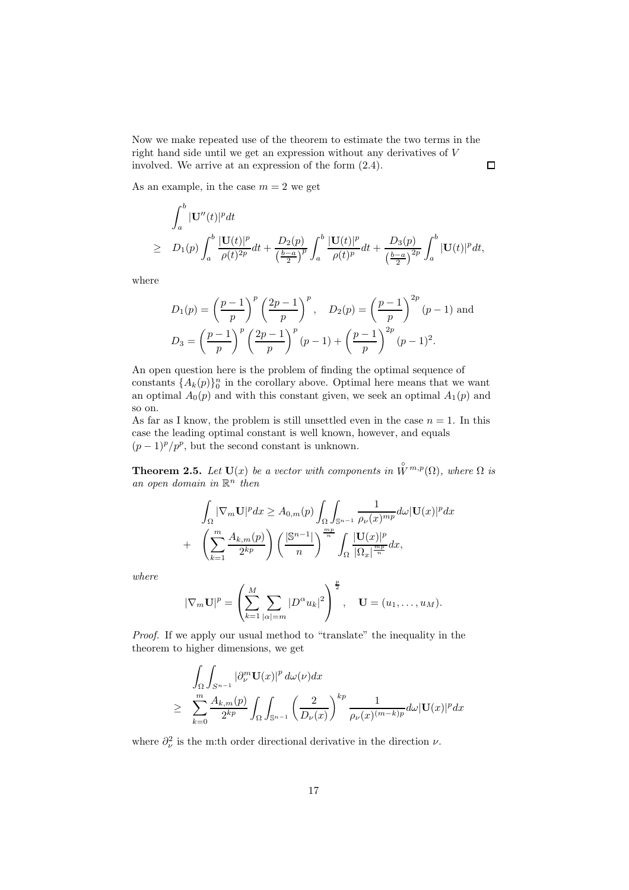Now we make repeated use of the theorem to estimate the two terms in the right hand side until we get an expression without any derivatives of $V$ involved. We arrive at an expression of the form (2.4). $\square$

As an example, in the case $m = 2$ we get

$$
\begin{aligned}
&\int_a^b |\mathbf{U}''(t)|^p dt \\
\geq \quad & D_1(p) \int_a^b \frac{|\mathbf{U}(t)|^p}{\rho(t)^{2p}} dt + \frac{D_2(p)}{\left(\frac{b-a}{2}\right)^p} \int_a^b \frac{|\mathbf{U}(t)|^p}{\rho(t)^p} dt + \frac{D_3(p)}{\left(\frac{b-a}{2}\right)^{2p}} \int_a^b |\mathbf{U}(t)|^p dt,
\end{aligned}
$$

where

$$
\begin{aligned}
D_1(p) &= \left(\frac{p-1}{p}\right)^p \left(\frac{2p-1}{p}\right)^p, \quad D_2(p) = \left(\frac{p-1}{p}\right)^{2p} (p-1) \text{ and} \\
D_3 &= \left(\frac{p-1}{p}\right)^p \left(\frac{2p-1}{p}\right)^p (p-1) + \left(\frac{p-1}{p}\right)^{2p} (p-1)^2.
\end{aligned}
$$

An open question here is the problem of finding the optimal sequence of constants $\{A_k(p)\}_0^n$ in the corollary above. Optimal here means that we want an optimal $A_0(p)$ and with this constant given, we seek an optimal $A_1(p)$ and so on.
As far as I know, the problem is still unsettled even in the case $n = 1$. In this case the leading optimal constant is well known, however, and equals $(p-1)^p/p^p$, but the second constant is unknown.

**Theorem 2.5.** *Let $\mathbf{U}(x)$ be a vector with components in $\overset{\circ}{W}{}^{m,p}(\Omega)$, where $\Omega$ is an open domain in $\mathbb{R}^n$ then*

$$
\begin{aligned}
&\int_\Omega |\nabla_m \mathbf{U}|^p dx \geq A_{0,m}(p) \int_\Omega \int_{\mathbb{S}^{n-1}} \frac{1}{\rho_\nu(x)^{mp}} d\omega |\mathbf{U}(x)|^p dx \\
+ \quad & \left(\sum_{k=1}^m \frac{A_{k,m}(p)}{2^{kp}}\right) \left(\frac{|\mathbb{S}^{n-1}|}{n}\right)^{\frac{mp}{n}} \int_\Omega \frac{|\mathbf{U}(x)|^p}{|\Omega_x|^{\frac{mp}{n}}} dx,
\end{aligned}
$$

*where*

$$
|\nabla_m \mathbf{U}|^p = \left(\sum_{k=1}^M \sum_{|\alpha|=m} |D^\alpha u_k|^2\right)^{\frac{p}{2}}, \quad \mathbf{U} = (u_1, \ldots, u_M).
$$

*Proof.* If we apply our usual method to "translate" the inequality in the theorem to higher dimensions, we get

$$
\begin{aligned}
&\int_\Omega \int_{S^{n-1}} |\partial_\nu^m \mathbf{U}(x)|^p \, d\omega(\nu) dx \\
\geq \quad & \sum_{k=0}^m \frac{A_{k,m}(p)}{2^{kp}} \int_\Omega \int_{\mathbb{S}^{n-1}} \left(\frac{2}{D_\nu(x)}\right)^{kp} \frac{1}{\rho_\nu(x)^{(m-k)p}} d\omega |\mathbf{U}(x)|^p dx
\end{aligned}
$$

where $\partial_\nu^2$ is the m:th order directional derivative in the direction $\nu$.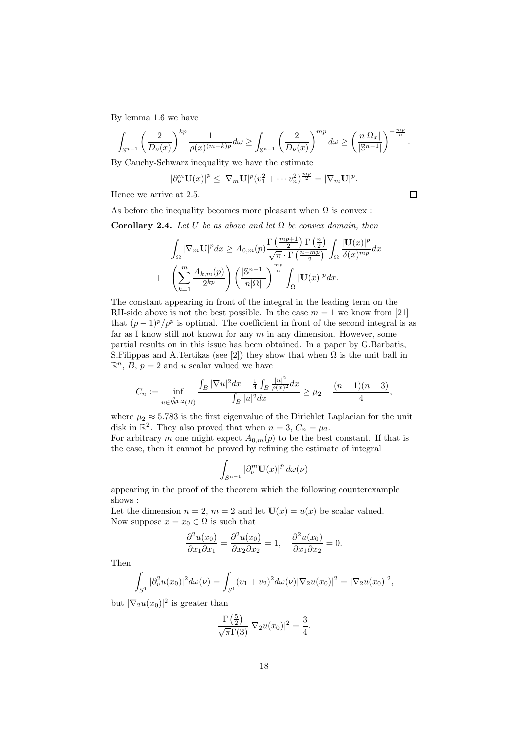By lemma 1.6 we have

$$\int_{\mathbb{S}^{n-1}} \left(\frac{2}{D_\nu(x)}\right)^{kp} \frac{1}{\rho(x)^{(m-k)p}} d\omega \geq \int_{\mathbb{S}^{n-1}} \left(\frac{2}{D_\nu(x)}\right)^{mp} d\omega \geq \left(\frac{n|\Omega_x|}{|\mathbb{S}^{n-1}|}\right)^{-\frac{mp}{n}}.$$

By Cauchy-Schwarz inequality we have the estimate

$$|\partial_\nu^m \mathbf{U}(x)|^p \leq |\nabla_m \mathbf{U}|^p (v_1^2 + \cdots v_n^2)^{\frac{mp}{2}} = |\nabla_m \mathbf{U}|^p.$$

Hence we arrive at 2.5. $\square$

As before the inequality becomes more pleasant when $\Omega$ is convex :

**Corollary 2.4.** *Let $U$ be as above and let $\Omega$ be convex domain, then*

$$\int_\Omega |\nabla_m \mathbf{U}|^p dx \geq A_{0,m}(p) \frac{\Gamma\left(\frac{mp+1}{2}\right)\Gamma\left(\frac{n}{2}\right)}{\sqrt{\pi}\cdot\Gamma\left(\frac{n+mp}{2}\right)} \int_\Omega \frac{|\mathbf{U}(x)|^p}{\delta(x)^{mp}} dx$$
$$+ \quad \left(\sum_{k=1}^m \frac{A_{k,m}(p)}{2^{kp}}\right)\left(\frac{|\mathbb{S}^{n-1}|}{n|\Omega|}\right)^{\frac{mp}{n}} \int_\Omega |\mathbf{U}(x)|^p dx.$$

The constant appearing in front of the integral in the leading term on the RH-side above is not the best possible. In the case $m = 1$ we know from [21] that $(p-1)^p/p^p$ is optimal. The coefficient in front of the second integral is as far as I know still not known for any $m$ in any dimension. However, some partial results on in this issue has been obtained. In a paper by G.Barbatis, S.Filippas and A.Tertikas (see [2]) they show that when $\Omega$ is the unit ball in $\mathbb{R}^n$, $B$, $p = 2$ and $u$ scalar valued we have

$$C_n := \inf_{u \in \mathring{W}^{1,2}(B)} \frac{\int_B |\nabla u|^2 dx - \frac{1}{4}\int_B \frac{|u|^2}{\rho(x)^2} dx}{\int_B |u|^2 dx} \geq \mu_2 + \frac{(n-1)(n-3)}{4},$$

where $\mu_2 \approx 5.783$ is the first eigenvalue of the Dirichlet Laplacian for the unit disk in $\mathbb{R}^2$. They also proved that when $n = 3$, $C_n = \mu_2$.
For arbitrary $m$ one might expect $A_{0,m}(p)$ to be the best constant. If that is the case, then it cannot be proved by refining the estimate of integral

$$\int_{S^{n-1}} |\partial_\nu^m \mathbf{U}(x)|^p \, d\omega(\nu)$$

appearing in the proof of the theorem which the following counterexample shows :
Let the dimension $n = 2$, $m = 2$ and let $\mathbf{U}(x) = u(x)$ be scalar valued. Now suppose $x = x_0 \in \Omega$ is such that

$$\frac{\partial^2 u(x_0)}{\partial x_1 \partial x_1} = \frac{\partial^2 u(x_0)}{\partial x_2 \partial x_2} = 1, \quad \frac{\partial^2 u(x_0)}{\partial x_1 \partial x_2} = 0.$$

Then

$$\int_{S^1} |\partial_v^2 u(x_0)|^2 d\omega(\nu) = \int_{S^1} (v_1 + v_2)^2 d\omega(\nu) |\nabla_2 u(x_0)|^2 = |\nabla_2 u(x_0)|^2,$$

but $|\nabla_2 u(x_0)|^2$ is greater than

$$\frac{\Gamma\left(\frac{5}{2}\right)}{\sqrt{\pi}\Gamma(3)} |\nabla_2 u(x_0)|^2 = \frac{3}{4}.$$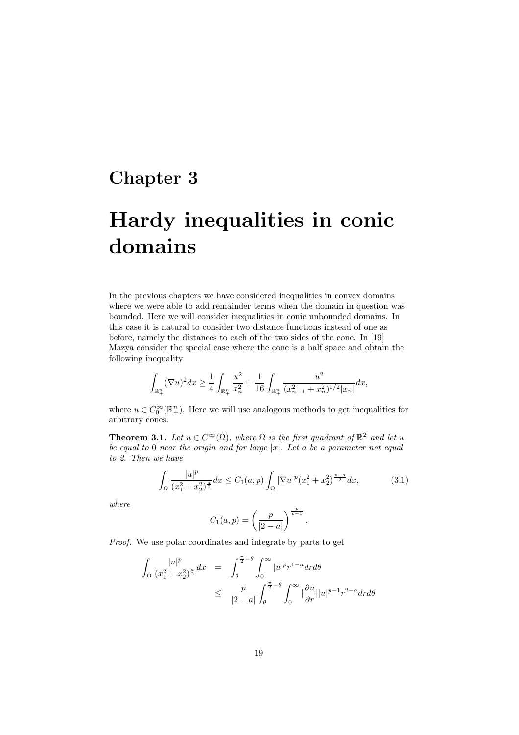# Chapter 3

# Hardy inequalities in conic domains

In the previous chapters we have considered inequalities in convex domains where we were able to add remainder terms when the domain in question was bounded. Here we will consider inequalities in conic unbounded domains. In this case it is natural to consider two distance functions instead of one as before, namely the distances to each of the two sides of the cone. In [19] Mazya consider the special case where the cone is a half space and obtain the following inequality

$$\int_{\mathbb{R}^n_+} (\nabla u)^2 dx \geq \frac{1}{4} \int_{\mathbb{R}^n_+} \frac{u^2}{x_n^2} + \frac{1}{16} \int_{\mathbb{R}^n_+} \frac{u^2}{(x_{n-1}^2 + x_n^2)^{1/2} |x_n|} dx,$$

where $u \in C_0^\infty(\mathbb{R}^n_+)$. Here we will use analogous methods to get inequalities for arbitrary cones.

**Theorem 3.1.** *Let $u \in C^\infty(\Omega)$, where $\Omega$ is the first quadrant of $\mathbb{R}^2$ and let $u$ be equal to 0 near the origin and for large $|x|$. Let $a$ be a parameter not equal to 2. Then we have*

$$\int_\Omega \frac{|u|^p}{(x_1^2 + x_2^2)^{\frac{a}{2}}} dx \leq C_1(a, p) \int_\Omega |\nabla u|^p (x_1^2 + x_2^2)^{\frac{p-a}{2}} dx, \tag{3.1}$$

*where*

$$C_1(a, p) = \left( \frac{p}{|2-a|} \right)^{\frac{p}{p-1}}.$$

*Proof.* We use polar coordinates and integrate by parts to get

$$\begin{aligned}
\int_\Omega \frac{|u|^p}{(x_1^2 + x_2^2)^{\frac{a}{2}}} dx &= \int_\theta^{\frac{\pi}{2} - \theta} \int_0^\infty |u|^p r^{1-a} dr d\theta \\
&\leq \frac{p}{|2-a|} \int_\theta^{\frac{\pi}{2} - \theta} \int_0^\infty \left|\frac{\partial u}{\partial r}\right| |u|^{p-1} r^{2-a} dr d\theta
\end{aligned}$$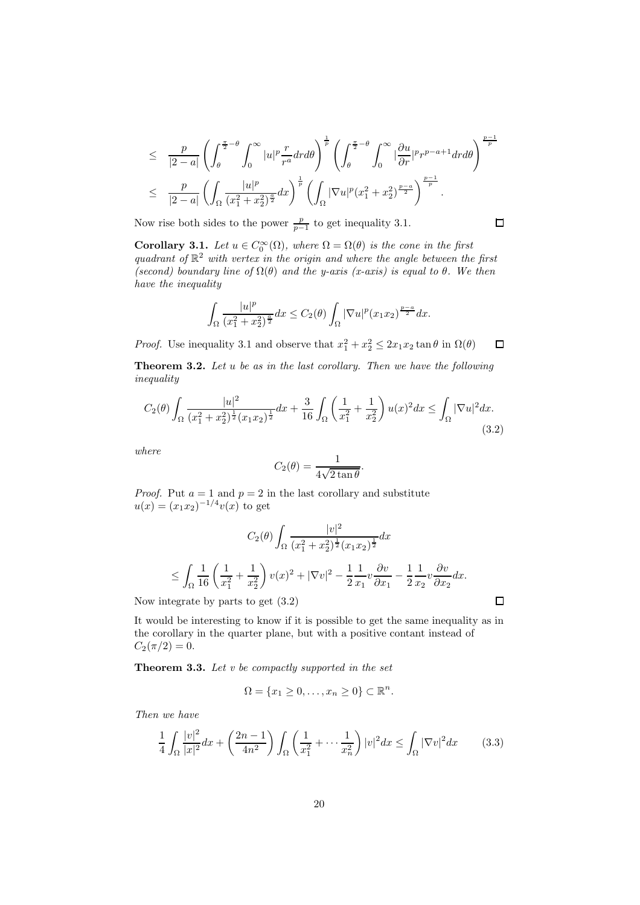$$
\begin{aligned}
&\leq \frac{p}{|2-a|}\left(\int_{\theta}^{\frac{\pi}{2}-\theta}\int_0^{\infty}|u|^p\frac{r}{r^a}drd\theta\right)^{\frac{1}{p}}\left(\int_{\theta}^{\frac{\pi}{2}-\theta}\int_0^{\infty}|\frac{\partial u}{\partial r}|^p r^{p-a+1}drd\theta\right)^{\frac{p-1}{p}} \\
&\leq \frac{p}{|2-a|}\left(\int_{\Omega}\frac{|u|^p}{(x_1^2+x_2^2)^{\frac{a}{2}}}dx\right)^{\frac{1}{p}}\left(\int_{\Omega}|\nabla u|^p(x_1^2+x_2^2)^{\frac{p-a}{2}}\right)^{\frac{p-1}{p}}.
\end{aligned}
$$

Now rise both sides to the power $\frac{p}{p-1}$ to get inequality 3.1. □

**Corollary 3.1.** *Let $u \in C_0^{\infty}(\Omega)$, where $\Omega = \Omega(\theta)$ is the cone in the first quadrant of $\mathbb{R}^2$ with vertex in the origin and where the angle between the first (second) boundary line of $\Omega(\theta)$ and the y-axis (x-axis) is equal to $\theta$. We then have the inequality*

$$
\int_{\Omega}\frac{|u|^p}{(x_1^2+x_2^2)^{\frac{a}{2}}}dx \leq C_2(\theta)\int_{\Omega}|\nabla u|^p(x_1x_2)^{\frac{p-a}{2}}dx.
$$

*Proof.* Use inequality 3.1 and observe that $x_1^2+x_2^2 \leq 2x_1x_2\tan\theta$ in $\Omega(\theta)$ □

**Theorem 3.2.** *Let $u$ be as in the last corollary. Then we have the following inequality*

$$
C_2(\theta)\int_{\Omega}\frac{|u|^2}{(x_1^2+x_2^2)^{\frac{1}{2}}(x_1x_2)^{\frac{1}{2}}}dx + \frac{3}{16}\int_{\Omega}\left(\frac{1}{x_1^2}+\frac{1}{x_2^2}\right)u(x)^2dx \leq \int_{\Omega}|\nabla u|^2dx. \tag{3.2}
$$

*where*

$$
C_2(\theta) = \frac{1}{4\sqrt{2\tan\theta}}.
$$

*Proof.* Put $a = 1$ and $p = 2$ in the last corollary and substitute $u(x) = (x_1x_2)^{-1/4}v(x)$ to get

$$
C_2(\theta)\int_{\Omega}\frac{|v|^2}{(x_1^2+x_2^2)^{\frac{1}{2}}(x_1x_2)^{\frac{1}{2}}}dx
$$

$$
\leq \int_{\Omega}\frac{1}{16}\left(\frac{1}{x_1^2}+\frac{1}{x_2^2}\right)v(x)^2 + |\nabla v|^2 - \frac{1}{2}\frac{1}{x_1}v\frac{\partial v}{\partial x_1} - \frac{1}{2}\frac{1}{x_2}v\frac{\partial v}{\partial x_2}dx.
$$

Now integrate by parts to get (3.2) □

It would be interesting to know if it is possible to get the same inequality as in the corollary in the quarter plane, but with a positive contant instead of $C_2(\pi/2) = 0$.

**Theorem 3.3.** *Let $v$ be compactly supported in the set*

$$
\Omega = \{x_1 \geq 0, \ldots, x_n \geq 0\} \subset \mathbb{R}^n.
$$

*Then we have*

$$
\frac{1}{4}\int_{\Omega}\frac{|v|^2}{|x|^2}dx + \left(\frac{2n-1}{4n^2}\right)\int_{\Omega}\left(\frac{1}{x_1^2}+\cdots\frac{1}{x_n^2}\right)|v|^2dx \leq \int_{\Omega}|\nabla v|^2dx \tag{3.3}
$$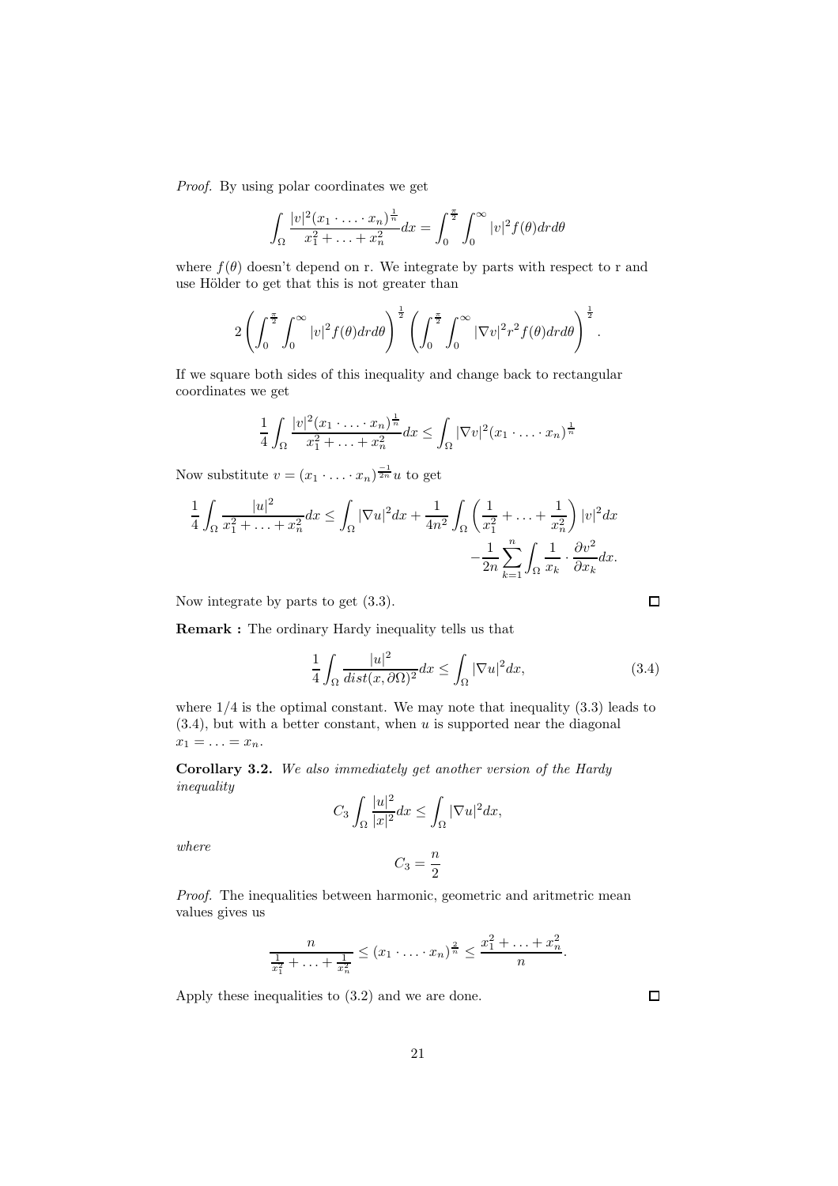*Proof.* By using polar coordinates we get

$$\int_\Omega \frac{|v|^2 (x_1 \cdot \ldots \cdot x_n)^{\frac{1}{n}}}{x_1^2 + \ldots + x_n^2} dx = \int_0^{\frac{\pi}{2}} \int_0^\infty |v|^2 f(\theta) dr d\theta$$

where $f(\theta)$ doesn't depend on r. We integrate by parts with respect to r and use Hölder to get that this is not greater than

$$2 \left( \int_0^{\frac{\pi}{2}} \int_0^\infty |v|^2 f(\theta) dr d\theta \right)^{\frac{1}{2}} \left( \int_0^{\frac{\pi}{2}} \int_0^\infty |\nabla v|^2 r^2 f(\theta) dr d\theta \right)^{\frac{1}{2}}.$$

If we square both sides of this inequality and change back to rectangular coordinates we get

$$\frac{1}{4} \int_\Omega \frac{|v|^2 (x_1 \cdot \ldots \cdot x_n)^{\frac{1}{n}}}{x_1^2 + \ldots + x_n^2} dx \leq \int_\Omega |\nabla v|^2 (x_1 \cdot \ldots \cdot x_n)^{\frac{1}{n}}$$

Now substitute $v = (x_1 \cdot \ldots \cdot x_n)^{\frac{-1}{2n}} u$ to get

$$\frac{1}{4} \int_\Omega \frac{|u|^2}{x_1^2 + \ldots + x_n^2} dx \leq \int_\Omega |\nabla u|^2 dx + \frac{1}{4n^2} \int_\Omega \left( \frac{1}{x_1^2} + \ldots + \frac{1}{x_n^2} \right) |v|^2 dx$$
$$- \frac{1}{2n} \sum_{k=1}^n \int_\Omega \frac{1}{x_k} \cdot \frac{\partial v^2}{\partial x_k} dx.$$

Now integrate by parts to get (3.3). $\square$

**Remark :** The ordinary Hardy inequality tells us that

$$\frac{1}{4} \int_\Omega \frac{|u|^2}{dist(x, \partial\Omega)^2} dx \leq \int_\Omega |\nabla u|^2 dx, \tag{3.4}$$

where $1/4$ is the optimal constant. We may note that inequality (3.3) leads to (3.4), but with a better constant, when $u$ is supported near the diagonal $x_1 = \ldots = x_n$.

**Corollary 3.2.** *We also immediately get another version of the Hardy inequality*

$$C_3 \int_\Omega \frac{|u|^2}{|x|^2} dx \leq \int_\Omega |\nabla u|^2 dx,$$

*where*

$$C_3 = \frac{n}{2}$$

*Proof.* The inequalities between harmonic, geometric and aritmetric mean values gives us

$$\frac{n}{\frac{1}{x_1^2} + \ldots + \frac{1}{x_n^2}} \leq (x_1 \cdot \ldots \cdot x_n)^{\frac{2}{n}} \leq \frac{x_1^2 + \ldots + x_n^2}{n}.$$

Apply these inequalities to (3.2) and we are done. $\square$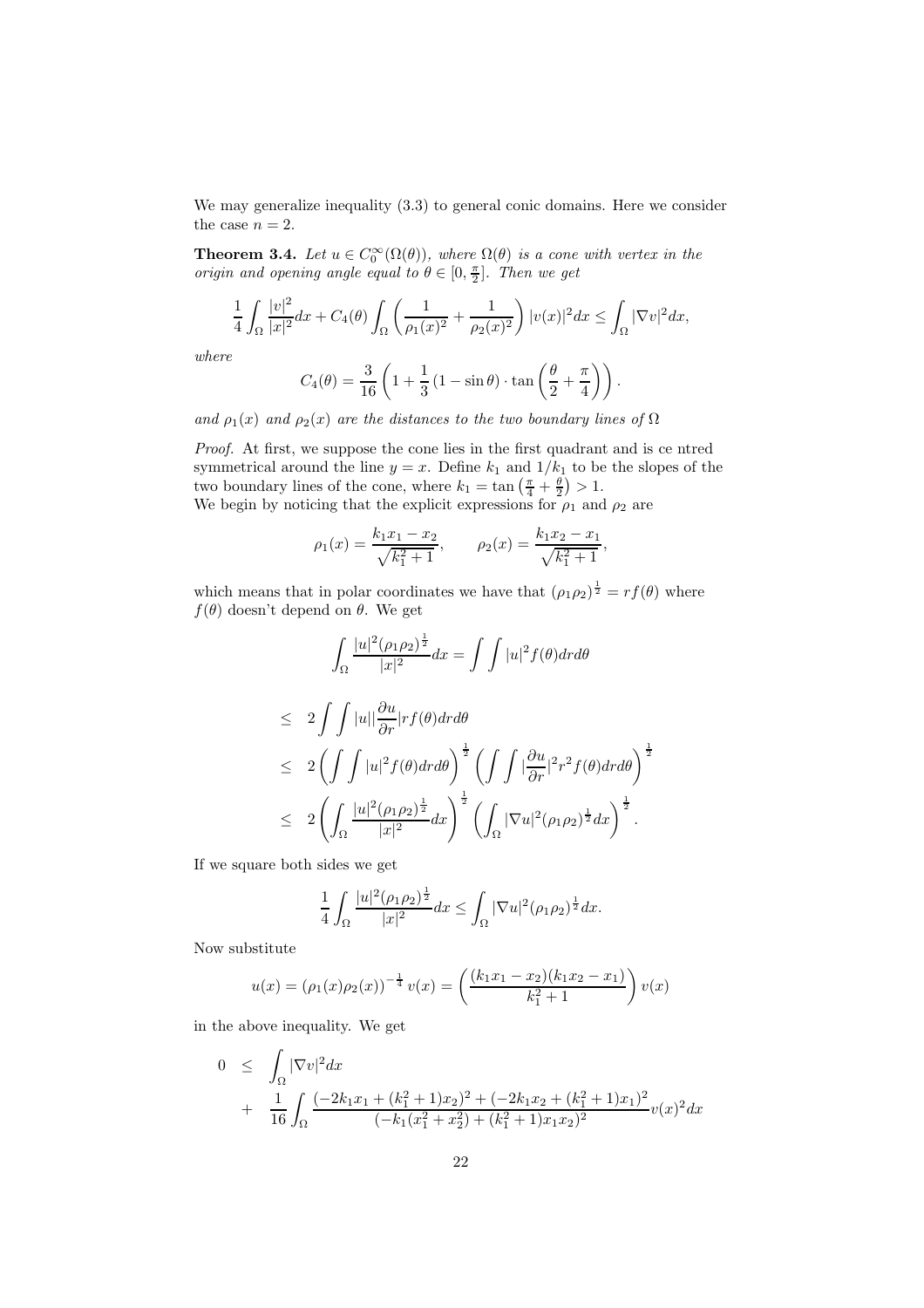We may generalize inequality (3.3) to general conic domains. Here we consider the case $n = 2$.

**Theorem 3.4.** *Let $u \in C_0^\infty(\Omega(\theta))$, where $\Omega(\theta)$ is a cone with vertex in the origin and opening angle equal to $\theta \in [0, \frac{\pi}{2}]$. Then we get*

$$\frac{1}{4}\int_\Omega \frac{|v|^2}{|x|^2}dx + C_4(\theta)\int_\Omega \left(\frac{1}{\rho_1(x)^2} + \frac{1}{\rho_2(x)^2}\right)|v(x)|^2 dx \leq \int_\Omega |\nabla v|^2 dx,$$

*where*

$$C_4(\theta) = \frac{3}{16}\left(1 + \frac{1}{3}(1 - \sin\theta)\cdot \tan\left(\frac{\theta}{2} + \frac{\pi}{4}\right)\right).$$

*and $\rho_1(x)$ and $\rho_2(x)$ are the distances to the two boundary lines of $\Omega$*

*Proof.* At first, we suppose the cone lies in the first quadrant and is ce ntred symmetrical around the line $y = x$. Define $k_1$ and $1/k_1$ to be the slopes of the two boundary lines of the cone, where $k_1 = \tan\left(\frac{\pi}{4} + \frac{\theta}{2}\right) > 1$.
We begin by noticing that the explicit expressions for $\rho_1$ and $\rho_2$ are

$$\rho_1(x) = \frac{k_1x_1 - x_2}{\sqrt{k_1^2+1}}, \qquad \rho_2(x) = \frac{k_1x_2 - x_1}{\sqrt{k_1^2+1}},$$

which means that in polar coordinates we have that $(\rho_1\rho_2)^{\frac{1}{2}} = rf(\theta)$ where $f(\theta)$ doesn't depend on $\theta$. We get

$$\int_\Omega \frac{|u|^2(\rho_1\rho_2)^{\frac{1}{2}}}{|x|^2}dx = \int\int |u|^2 f(\theta)drd\theta$$

$$\begin{aligned}
&\leq \quad 2\int\int |u||\frac{\partial u}{\partial r}|rf(\theta)drd\theta \\
&\leq \quad 2\left(\int\int |u|^2 f(\theta)drd\theta\right)^{\frac{1}{2}}\left(\int\int |\frac{\partial u}{\partial r}|^2 r^2 f(\theta)drd\theta\right)^{\frac{1}{2}} \\
&\leq \quad 2\left(\int_\Omega \frac{|u|^2(\rho_1\rho_2)^{\frac{1}{2}}}{|x|^2}dx\right)^{\frac{1}{2}}\left(\int_\Omega |\nabla u|^2(\rho_1\rho_2)^{\frac{1}{2}}dx\right)^{\frac{1}{2}}.
\end{aligned}$$

If we square both sides we get

$$\frac{1}{4}\int_\Omega \frac{|u|^2(\rho_1\rho_2)^{\frac{1}{2}}}{|x|^2}dx \leq \int_\Omega |\nabla u|^2(\rho_1\rho_2)^{\frac{1}{2}}dx.$$

Now substitute

$$u(x) = (\rho_1(x)\rho_2(x))^{-\frac{1}{4}}v(x) = \left(\frac{(k_1x_1 - x_2)(k_1x_2 - x_1)}{k_1^2+1}\right)v(x)$$

in the above inequality. We get

$$\begin{aligned}
0 \quad &\leq \quad \int_\Omega |\nabla v|^2 dx \\
&+ \quad \frac{1}{16}\int_\Omega \frac{(-2k_1x_1 + (k_1^2+1)x_2)^2 + (-2k_1x_2 + (k_1^2+1)x_1)^2}{(-k_1(x_1^2+x_2^2) + (k_1^2+1)x_1x_2)^2}v(x)^2 dx
\end{aligned}$$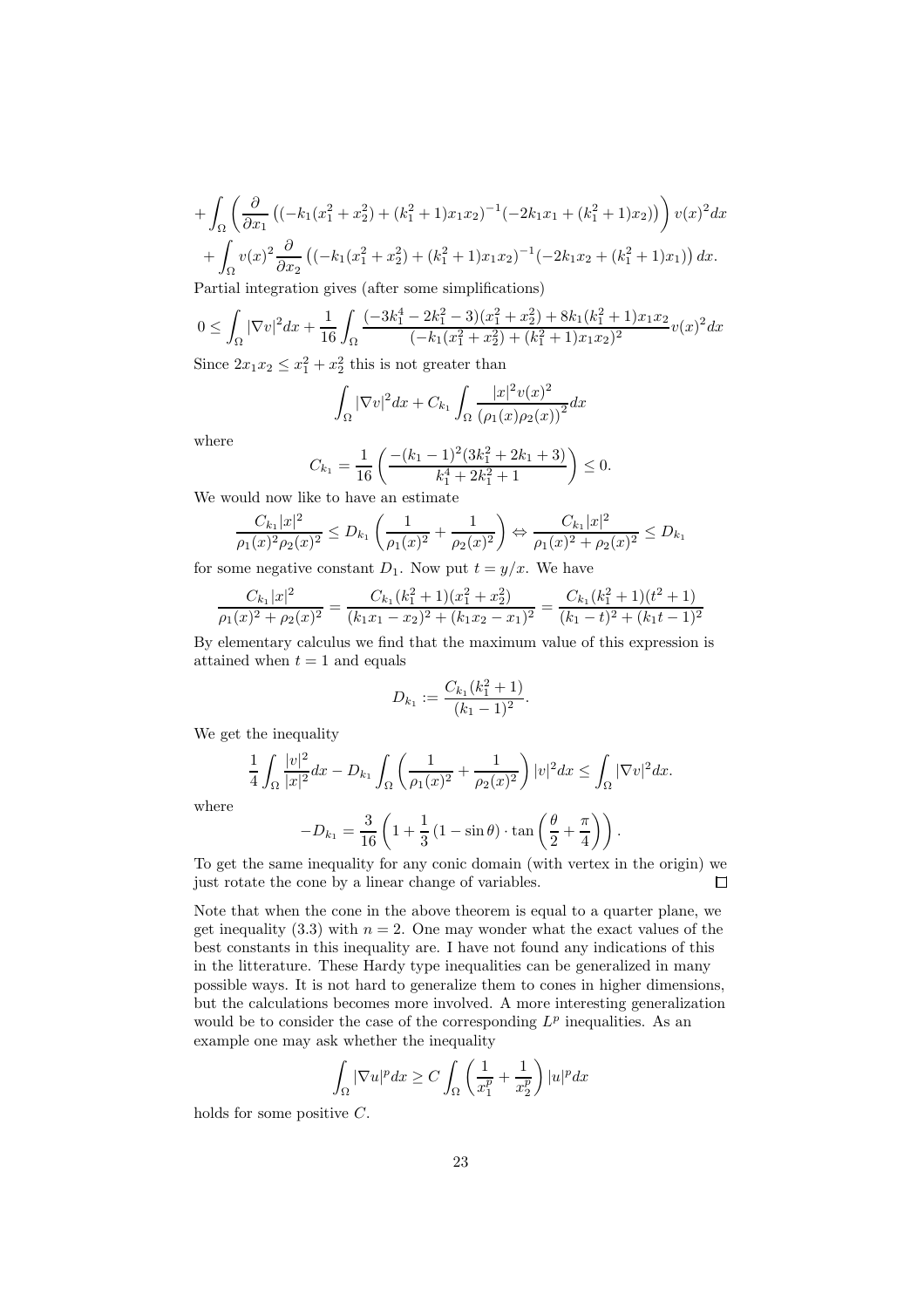$$+\int_\Omega \left( \frac{\partial}{\partial x_1} \left( (-k_1(x_1^2+x_2^2)+(k_1^2+1)x_1x_2)^{-1}(-2k_1x_1+(k_1^2+1)x_2) \right) \right) v(x)^2 dx$$

$$+\int_\Omega v(x)^2 \frac{\partial}{\partial x_2} \left( (-k_1(x_1^2+x_2^2)+(k_1^2+1)x_1x_2)^{-1}(-2k_1x_2+(k_1^2+1)x_1) \right) dx.$$

Partial integration gives (after some simplifications)

$$0 \le \int_\Omega |\nabla v|^2 dx + \frac{1}{16}\int_\Omega \frac{(-3k_1^4-2k_1^2-3)(x_1^2+x_2^2)+8k_1(k_1^2+1)x_1x_2}{(-k_1(x_1^2+x_2^2)+(k_1^2+1)x_1x_2)^2} v(x)^2 dx$$

Since $2x_1x_2 \le x_1^2+x_2^2$ this is not greater than

$$\int_\Omega |\nabla v|^2 dx + C_{k_1}\int_\Omega \frac{|x|^2 v(x)^2}{(\rho_1(x)\rho_2(x))^2} dx$$

where

$$C_{k_1} = \frac{1}{16}\left( \frac{-(k_1-1)^2(3k_1^2+2k_1+3)}{k_1^4+2k_1^2+1} \right) \le 0.$$

We would now like to have an estimate

$$\frac{C_{k_1}|x|^2}{\rho_1(x)^2\rho_2(x)^2} \le D_{k_1}\left( \frac{1}{\rho_1(x)^2}+\frac{1}{\rho_2(x)^2} \right) \Leftrightarrow \frac{C_{k_1}|x|^2}{\rho_1(x)^2+\rho_2(x)^2} \le D_{k_1}$$

for some negative constant $D_1$. Now put $t = y/x$. We have

$$\frac{C_{k_1}|x|^2}{\rho_1(x)^2+\rho_2(x)^2} = \frac{C_{k_1}(k_1^2+1)(x_1^2+x_2^2)}{(k_1x_1-x_2)^2+(k_1x_2-x_1)^2} = \frac{C_{k_1}(k_1^2+1)(t^2+1)}{(k_1-t)^2+(k_1t-1)^2}$$

By elementary calculus we find that the maximum value of this expression is attained when $t=1$ and equals

$$D_{k_1} := \frac{C_{k_1}(k_1^2+1)}{(k_1-1)^2}.$$

We get the inequality

$$\frac{1}{4}\int_\Omega \frac{|v|^2}{|x|^2} dx - D_{k_1}\int_\Omega \left( \frac{1}{\rho_1(x)^2}+\frac{1}{\rho_2(x)^2} \right)|v|^2 dx \le \int_\Omega |\nabla v|^2 dx.$$

where

$$-D_{k_1} = \frac{3}{16}\left( 1+\frac{1}{3}\left(1-\sin\theta\right)\cdot \tan\left( \frac{\theta}{2}+\frac{\pi}{4} \right) \right).$$

To get the same inequality for any conic domain (with vertex in the origin) we just rotate the cone by a linear change of variables. □

Note that when the cone in the above theorem is equal to a quarter plane, we get inequality (3.3) with $n=2$. One may wonder what the exact values of the best constants in this inequality are. I have not found any indications of this in the litterature. These Hardy type inequalities can be generalized in many possible ways. It is not hard to generalize them to cones in higher dimensions, but the calculations becomes more involved. A more interesting generalization would be to consider the case of the corresponding $L^p$ inequalities. As an example one may ask whether the inequality

$$\int_\Omega |\nabla u|^p dx \ge C\int_\Omega \left( \frac{1}{x_1^p}+\frac{1}{x_2^p} \right)|u|^p dx$$

holds for some positive $C$.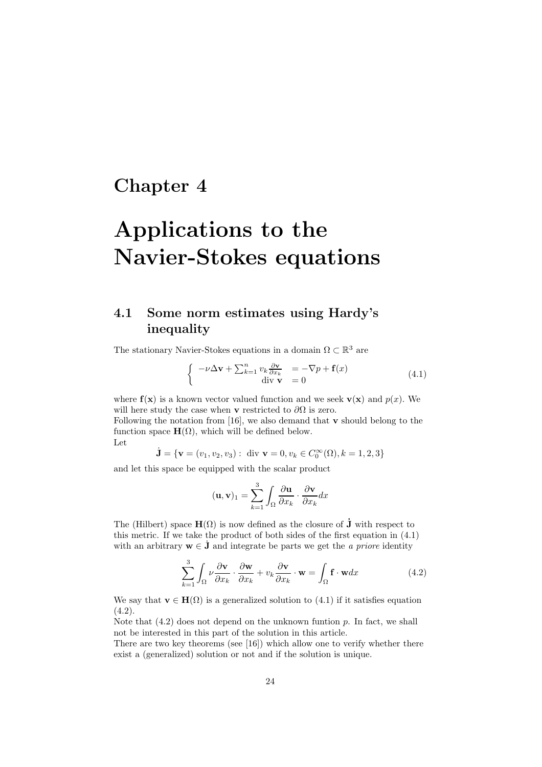# Chapter 4

# Applications to the Navier-Stokes equations

## 4.1 Some norm estimates using Hardy's inequality

The stationary Navier-Stokes equations in a domain $\Omega \subset \mathbb{R}^3$ are

$$\begin{cases} -\nu\Delta\mathbf{v} + \sum_{k=1}^{n} v_k \frac{\partial \mathbf{v}}{\partial x_k} & = -\nabla p + \mathbf{f}(x) \\ \text{div } \mathbf{v} & = 0 \end{cases} \tag{4.1}$$

where $\mathbf{f}(\mathbf{x})$ is a known vector valued function and we seek $\mathbf{v}(\mathbf{x})$ and $p(x)$. We will here study the case when $\mathbf{v}$ restricted to $\partial\Omega$ is zero.
Following the notation from [16], we also demand that $\mathbf{v}$ should belong to the function space $\mathbf{H}(\Omega)$, which will be defined below.
Let

$$\dot{\mathbf{J}} = \{\mathbf{v} = (v_1, v_2, v_3) : \text{ div } \mathbf{v} = 0, v_k \in C_0^\infty(\Omega), k = 1, 2, 3\}$$

and let this space be equipped with the scalar product

$$(\mathbf{u}, \mathbf{v})_1 = \sum_{k=1}^{3} \int_\Omega \frac{\partial \mathbf{u}}{\partial x_k} \cdot \frac{\partial \mathbf{v}}{\partial x_k} dx$$

The (Hilbert) space $\mathbf{H}(\Omega)$ is now defined as the closure of $\dot{\mathbf{J}}$ with respect to this metric. If we take the product of both sides of the first equation in (4.1) with an arbitrary $\mathbf{w} \in \dot{\mathbf{J}}$ and integrate be parts we get the *a priore* identity

$$\sum_{k=1}^{3} \int_\Omega \nu \frac{\partial \mathbf{v}}{\partial x_k} \cdot \frac{\partial \mathbf{w}}{\partial x_k} + v_k \frac{\partial \mathbf{v}}{\partial x_k} \cdot \mathbf{w} = \int_\Omega \mathbf{f} \cdot \mathbf{w} dx \tag{4.2}$$

We say that $\mathbf{v} \in \mathbf{H}(\Omega)$ is a generalized solution to (4.1) if it satisfies equation (4.2).
Note that (4.2) does not depend on the unknown funtion $p$. In fact, we shall not be interested in this part of the solution in this article.
There are two key theorems (see [16]) which allow one to verify whether there exist a (generalized) solution or not and if the solution is unique.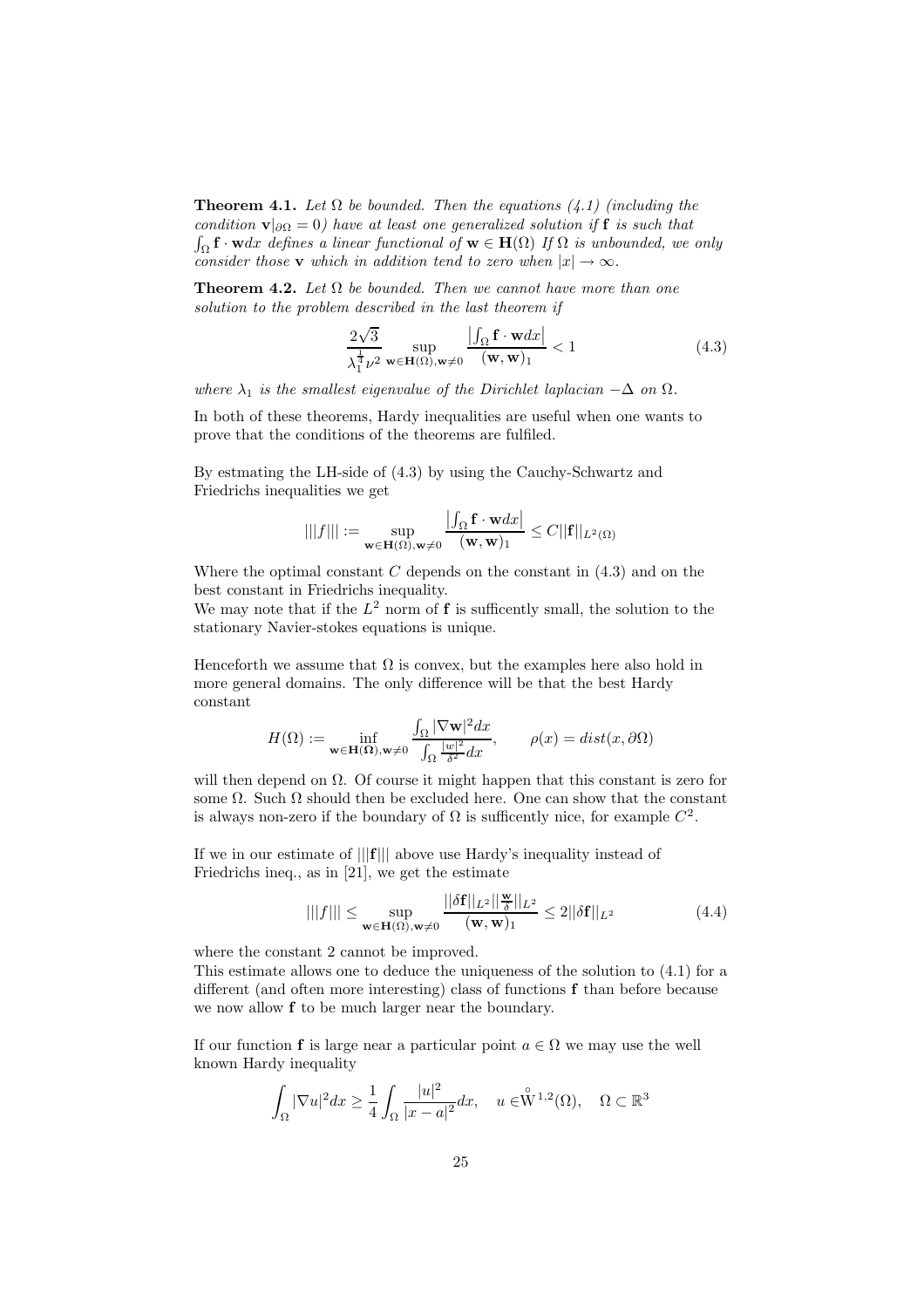**Theorem 4.1.** *Let $\Omega$ be bounded. Then the equations (4.1) (including the condition $\mathbf{v}|_{\partial\Omega} = 0$) have at least one generalized solution if $\mathbf{f}$ is such that $\int_\Omega \mathbf{f} \cdot \mathbf{w} dx$ defines a linear functional of $\mathbf{w} \in \mathbf{H}(\Omega)$ If $\Omega$ is unbounded, we only consider those $\mathbf{v}$ which in addition tend to zero when $|x| \to \infty$.*

**Theorem 4.2.** *Let $\Omega$ be bounded. Then we cannot have more than one solution to the problem described in the last theorem if*

$$\frac{2\sqrt{3}}{\lambda_1^{\frac{1}{4}} \nu^2} \sup_{\mathbf{w} \in \mathbf{H}(\Omega), \mathbf{w} \neq 0} \frac{\left| \int_\Omega \mathbf{f} \cdot \mathbf{w} dx \right|}{(\mathbf{w}, \mathbf{w})_1} < 1 \tag{4.3}$$

*where $\lambda_1$ is the smallest eigenvalue of the Dirichlet laplacian $-\Delta$ on $\Omega$.*

In both of these theorems, Hardy inequalities are useful when one wants to prove that the conditions of the theorems are fulfiled.

By estmating the LH-side of (4.3) by using the Cauchy-Schwartz and Friedrichs inequalities we get

$$|||f||| := \sup_{\mathbf{w} \in \mathbf{H}(\Omega), \mathbf{w} \neq 0} \frac{\left| \int_\Omega \mathbf{f} \cdot \mathbf{w} dx \right|}{(\mathbf{w}, \mathbf{w})_1} \leq C ||\mathbf{f}||_{L^2(\Omega)}$$

Where the optimal constant $C$ depends on the constant in (4.3) and on the best constant in Friedrichs inequality.
We may note that if the $L^2$ norm of $\mathbf{f}$ is sufficently small, the solution to the stationary Navier-stokes equations is unique.

Henceforth we assume that $\Omega$ is convex, but the examples here also hold in more general domains. The only difference will be that the best Hardy constant

$$H(\Omega) := \inf_{\mathbf{w} \in \mathbf{H}(\mathbf{\Omega}), \mathbf{w} \neq 0} \frac{\int_\Omega |\nabla \mathbf{w}|^2 dx}{\int_\Omega \frac{|w|^2}{\delta^2} dx}, \qquad \rho(x) = dist(x, \partial\Omega)$$

will then depend on $\Omega$. Of course it might happen that this constant is zero for some $\Omega$. Such $\Omega$ should then be excluded here. One can show that the constant is always non-zero if the boundary of $\Omega$ is sufficently nice, for example $C^2$.

If we in our estimate of $|||\mathbf{f}|||$ above use Hardy's inequality instead of Friedrichs ineq., as in [21], we get the estimate

$$|||f||| \leq \sup_{\mathbf{w} \in \mathbf{H}(\Omega), \mathbf{w} \neq 0} \frac{||\delta \mathbf{f}||_{L^2} ||\frac{\mathbf{w}}{\delta}||_{L^2}}{(\mathbf{w}, \mathbf{w})_1} \leq 2 ||\delta \mathbf{f}||_{L^2} \tag{4.4}$$

where the constant 2 cannot be improved.
This estimate allows one to deduce the uniqueness of the solution to (4.1) for a different (and often more interesting) class of functions $\mathbf{f}$ than before because we now allow $\mathbf{f}$ to be much larger near the boundary.

If our function $\mathbf{f}$ is large near a particular point $a \in \Omega$ we may use the well known Hardy inequality

$$\int_\Omega |\nabla u|^2 dx \geq \frac{1}{4} \int_\Omega \frac{|u|^2}{|x - a|^2} dx, \quad u \in \overset{\circ}{W}{}^{1,2}(\Omega), \quad \Omega \subset \mathbb{R}^3$$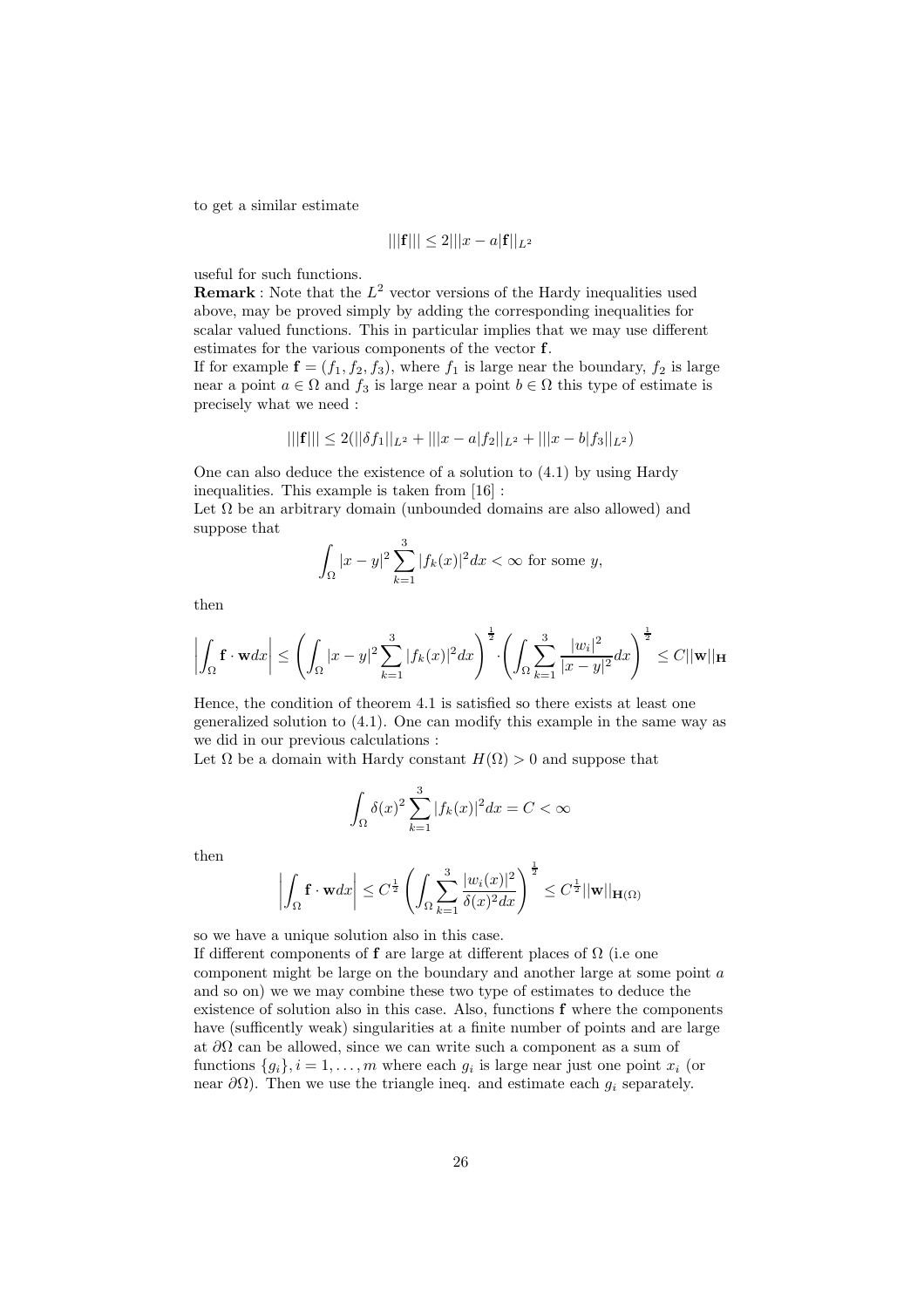to get a similar estimate

$$|||\mathbf{f}||| \leq 2|||x-a|\mathbf{f}||_{L^2}$$

useful for such functions.

**Remark** : Note that the $L^2$ vector versions of the Hardy inequalities used above, may be proved simply by adding the corresponding inequalities for scalar valued functions. This in particular implies that we may use different estimates for the various components of the vector $\mathbf{f}$.

If for example $\mathbf{f} = (f_1, f_2, f_3)$, where $f_1$ is large near the boundary, $f_2$ is large near a point $a \in \Omega$ and $f_3$ is large near a point $b \in \Omega$ this type of estimate is precisely what we need :

$$|||\mathbf{f}||| \leq 2(||\delta f_1||_{L^2} + |||x-a|f_2||_{L^2} + |||x-b|f_3||_{L^2})$$

One can also deduce the existence of a solution to (4.1) by using Hardy inequalities. This example is taken from [16] :

Let $\Omega$ be an arbitrary domain (unbounded domains are also allowed) and suppose that

$$\int_\Omega |x-y|^2 \sum_{k=1}^{3} |f_k(x)|^2 dx < \infty \text{ for some } y,$$

then

$$\left|\int_\Omega \mathbf{f}\cdot\mathbf{w}dx\right| \leq \left(\int_\Omega |x-y|^2 \sum_{k=1}^{3} |f_k(x)|^2 dx\right)^{\frac{1}{2}} \cdot \left(\int_\Omega \sum_{k=1}^{3} \frac{|w_i|^2}{|x-y|^2} dx\right)^{\frac{1}{2}} \leq C||\mathbf{w}||_{\mathbf{H}}$$

Hence, the condition of theorem 4.1 is satisfied so there exists at least one generalized solution to (4.1). One can modify this example in the same way as we did in our previous calculations :

Let $\Omega$ be a domain with Hardy constant $H(\Omega) > 0$ and suppose that

$$\int_\Omega \delta(x)^2 \sum_{k=1}^{3} |f_k(x)|^2 dx = C < \infty$$

then

$$\left|\int_\Omega \mathbf{f}\cdot\mathbf{w}dx\right| \leq C^{\frac{1}{2}} \left(\int_\Omega \sum_{k=1}^{3} \frac{|w_i(x)|^2}{\delta(x)^2 dx}\right)^{\frac{1}{2}} \leq C^{\frac{1}{2}}||\mathbf{w}||_{\mathbf{H}(\Omega)}$$

so we have a unique solution also in this case.

If different components of $\mathbf{f}$ are large at different places of $\Omega$ (i.e one component might be large on the boundary and another large at some point $a$ and so on) we we may combine these two type of estimates to deduce the existence of solution also in this case. Also, functions $\mathbf{f}$ where the components have (sufficently weak) singularities at a finite number of points and are large at $\partial\Omega$ can be allowed, since we can write such a component as a sum of functions $\{g_i\}, i = 1, \ldots, m$ where each $g_i$ is large near just one point $x_i$ (or near $\partial\Omega$). Then we use the triangle ineq. and estimate each $g_i$ separately.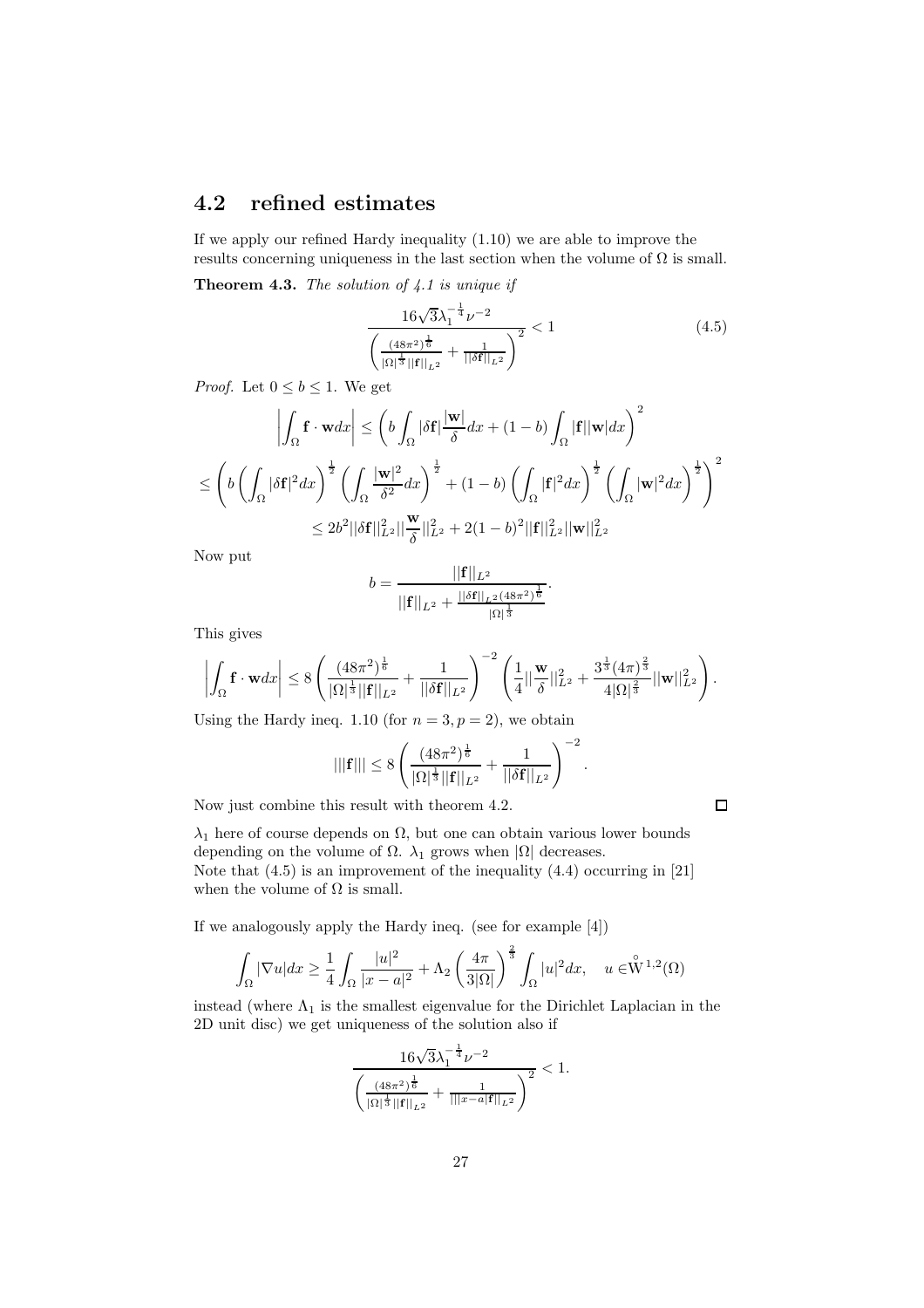## 4.2 refined estimates

If we apply our refined Hardy inequality (1.10) we are able to improve the results concerning uniqueness in the last section when the volume of $\Omega$ is small.

**Theorem 4.3.** *The solution of 4.1 is unique if*

$$\frac{16\sqrt{3}\lambda_1^{-\frac{1}{4}}\nu^{-2}}{\left(\frac{(48\pi^2)^{\frac{1}{6}}}{|\Omega|^{\frac{1}{3}}||\mathbf{f}||_{L^2}}+\frac{1}{||\delta\mathbf{f}||_{L^2}}\right)^2}<1 \tag{4.5}$$

*Proof.* Let $0\leq b\leq 1$. We get

$$\left|\int_\Omega \mathbf{f}\cdot\mathbf{w}dx\right|\leq\left(b\int_\Omega|\delta\mathbf{f}|\frac{|\mathbf{w}|}{\delta}dx+(1-b)\int_\Omega|\mathbf{f}||\mathbf{w}|dx\right)^2$$

$$\leq\left(b\left(\int_\Omega|\delta\mathbf{f}|^2dx\right)^{\frac{1}{2}}\left(\int_\Omega\frac{|\mathbf{w}|^2}{\delta^2}dx\right)^{\frac{1}{2}}+(1-b)\left(\int_\Omega|\mathbf{f}|^2dx\right)^{\frac{1}{2}}\left(\int_\Omega|\mathbf{w}|^2dx\right)^{\frac{1}{2}}\right)^2$$

$$\leq 2b^2||\delta\mathbf{f}||_{L^2}^2||\frac{\mathbf{w}}{\delta}||_{L^2}^2+2(1-b)^2||\mathbf{f}||_{L^2}^2||\mathbf{w}||_{L^2}^2$$

Now put

$$b=\frac{||\mathbf{f}||_{L^2}}{||\mathbf{f}||_{L^2}+\frac{||\delta\mathbf{f}||_{L^2}(48\pi^2)^{\frac{1}{6}}}{|\Omega|^{\frac{1}{3}}}}.$$

This gives

$$\left|\int_\Omega\mathbf{f}\cdot\mathbf{w}dx\right|\leq 8\left(\frac{(48\pi^2)^{\frac{1}{6}}}{|\Omega|^{\frac{1}{3}}||\mathbf{f}||_{L^2}}+\frac{1}{||\delta\mathbf{f}||_{L^2}}\right)^{-2}\left(\frac{1}{4}||\frac{\mathbf{w}}{\delta}||_{L^2}^2+\frac{3^{\frac{1}{3}}(4\pi)^{\frac{2}{3}}}{4|\Omega|^{\frac{2}{3}}}||\mathbf{w}||_{L^2}^2\right).$$

Using the Hardy ineq. 1.10 (for $n=3,p=2$), we obtain

$$|||\mathbf{f}|||\leq 8\left(\frac{(48\pi^2)^{\frac{1}{6}}}{|\Omega|^{\frac{1}{3}}||\mathbf{f}||_{L^2}}+\frac{1}{||\delta\mathbf{f}||_{L^2}}\right)^{-2}.$$

Now just combine this result with theorem 4.2. $\square$

$\lambda_1$ here of course depends on $\Omega$, but one can obtain various lower bounds depending on the volume of $\Omega$. $\lambda_1$ grows when $|\Omega|$ decreases.
Note that (4.5) is an improvement of the inequality (4.4) occurring in [21] when the volume of $\Omega$ is small.

If we analogously apply the Hardy ineq. (see for example [4])

$$\int_\Omega|\nabla u|dx\geq\frac{1}{4}\int_\Omega\frac{|u|^2}{|x-a|^2}+\Lambda_2\left(\frac{4\pi}{3|\Omega|}\right)^{\frac{2}{3}}\int_\Omega|u|^2dx,\quad u\in\overset{\circ}{W}{}^{1,2}(\Omega)$$

instead (where $\Lambda_1$ is the smallest eigenvalue for the Dirichlet Laplacian in the 2D unit disc) we get uniqueness of the solution also if

$$\frac{16\sqrt{3}\lambda_1^{-\frac{1}{4}}\nu^{-2}}{\left(\frac{(48\pi^2)^{\frac{1}{6}}}{|\Omega|^{\frac{1}{3}}||\mathbf{f}||_{L^2}}+\frac{1}{|||x-a|\mathbf{f}||_{L^2}}\right)^2}<1.$$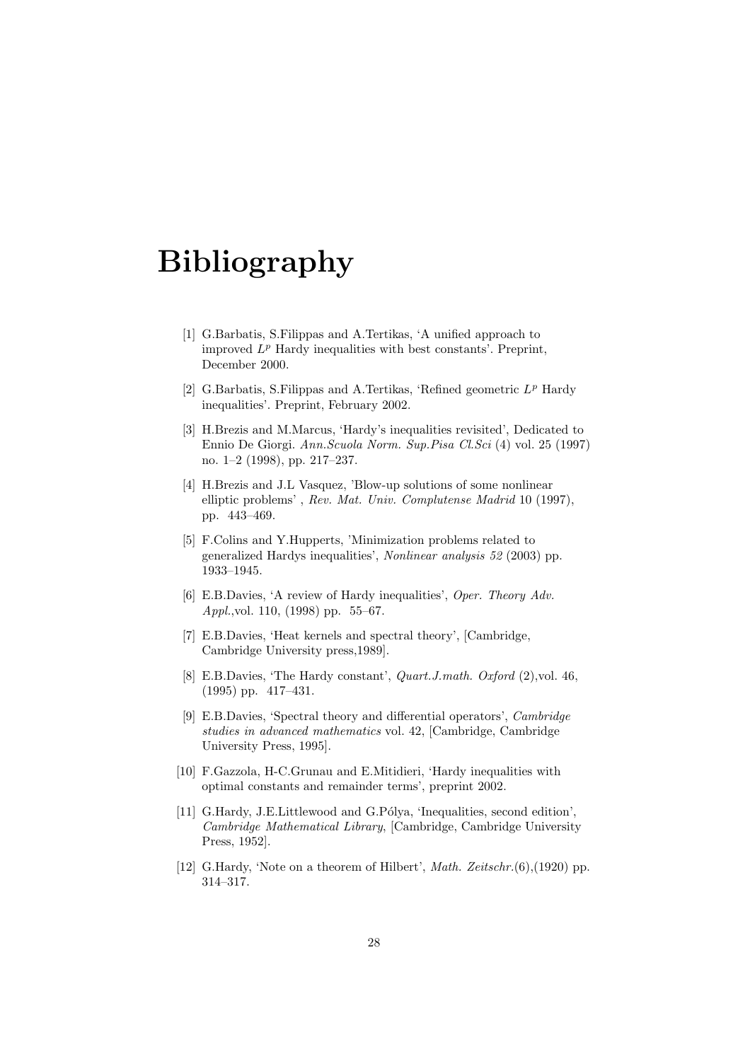# Bibliography

[1] G.Barbatis, S.Filippas and A.Tertikas, 'A unified approach to improved $L^p$ Hardy inequalities with best constants'. Preprint, December 2000.

[2] G.Barbatis, S.Filippas and A.Tertikas, 'Refined geometric $L^p$ Hardy inequalities'. Preprint, February 2002.

[3] H.Brezis and M.Marcus, 'Hardy's inequalities revisited', Dedicated to Ennio De Giorgi. *Ann.Scuola Norm. Sup.Pisa Cl.Sci* (4) vol. 25 (1997) no. 1–2 (1998), pp. 217–237.

[4] H.Brezis and J.L Vasquez, 'Blow-up solutions of some nonlinear elliptic problems' , *Rev. Mat. Univ. Complutense Madrid* 10 (1997), pp. 443–469.

[5] F.Colins and Y.Hupperts, 'Minimization problems related to generalized Hardys inequalities', *Nonlinear analysis 52* (2003) pp. 1933–1945.

[6] E.B.Davies, 'A review of Hardy inequalities', *Oper. Theory Adv. Appl.*,vol. 110, (1998) pp. 55–67.

[7] E.B.Davies, 'Heat kernels and spectral theory', [Cambridge, Cambridge University press,1989].

[8] E.B.Davies, 'The Hardy constant', *Quart.J.math. Oxford* (2),vol. 46, (1995) pp. 417–431.

[9] E.B.Davies, 'Spectral theory and differential operators', *Cambridge studies in advanced mathematics* vol. 42, [Cambridge, Cambridge University Press, 1995].

[10] F.Gazzola, H-C.Grunau and E.Mitidieri, 'Hardy inequalities with optimal constants and remainder terms', preprint 2002.

[11] G.Hardy, J.E.Littlewood and G.Pólya, 'Inequalities, second edition', *Cambridge Mathematical Library*, [Cambridge, Cambridge University Press, 1952].

[12] G.Hardy, 'Note on a theorem of Hilbert', *Math. Zeitschr.*(6),(1920) pp. 314–317.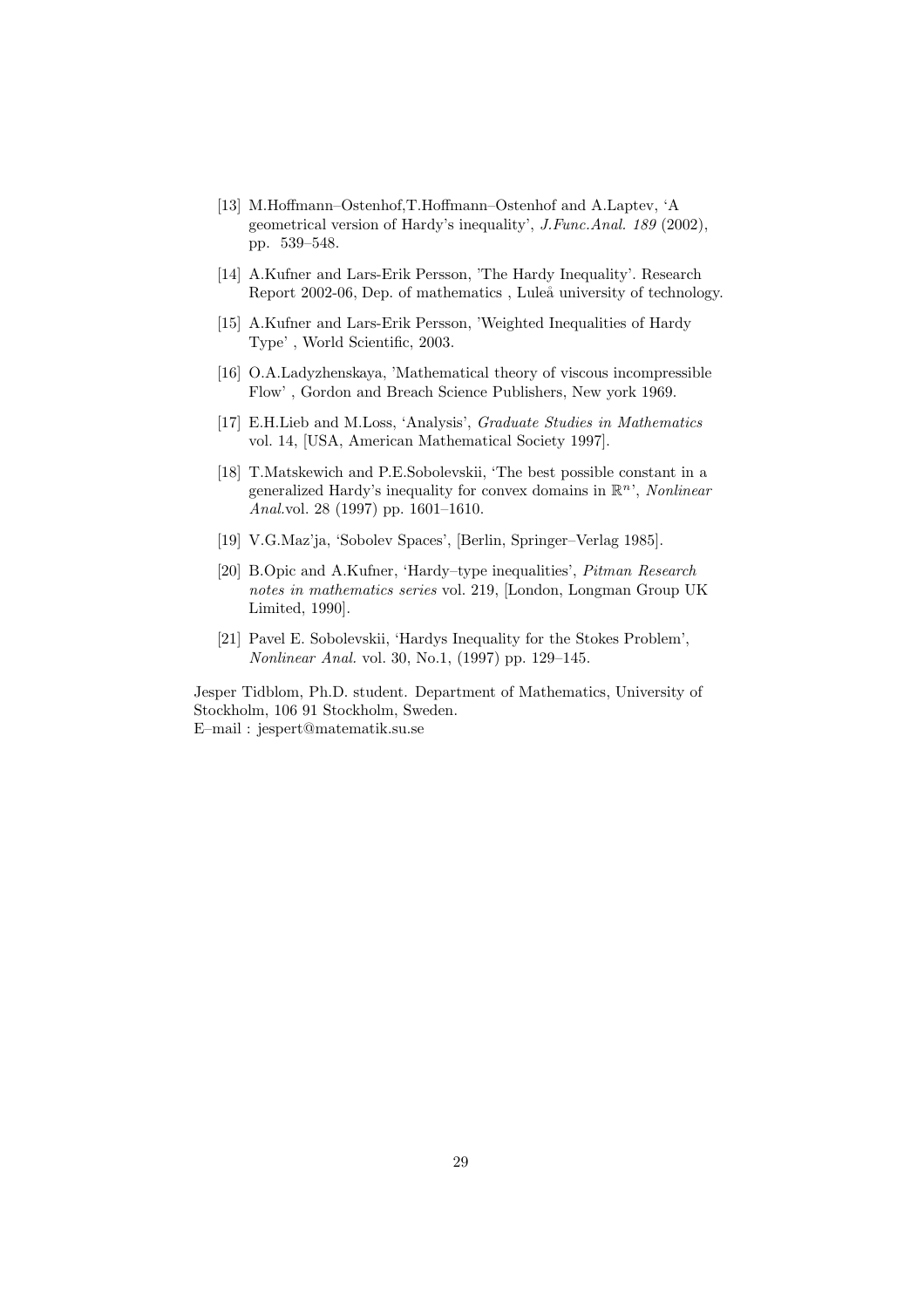[13] M.Hoffmann–Ostenhof,T.Hoffmann–Ostenhof and A.Laptev, 'A geometrical version of Hardy's inequality', *J.Func.Anal. 189* (2002), pp. 539–548.

[14] A.Kufner and Lars-Erik Persson, 'The Hardy Inequality'. Research Report 2002-06, Dep. of mathematics , Luleå university of technology.

[15] A.Kufner and Lars-Erik Persson, 'Weighted Inequalities of Hardy Type' , World Scientific, 2003.

[16] O.A.Ladyzhenskaya, 'Mathematical theory of viscous incompressible Flow' , Gordon and Breach Science Publishers, New york 1969.

[17] E.H.Lieb and M.Loss, 'Analysis', *Graduate Studies in Mathematics* vol. 14, [USA, American Mathematical Society 1997].

[18] T.Matskewich and P.E.Sobolevskii, 'The best possible constant in a generalized Hardy's inequality for convex domains in $\mathbb{R}^n$', *Nonlinear Anal.*vol. 28 (1997) pp. 1601–1610.

[19] V.G.Maz'ja, 'Sobolev Spaces', [Berlin, Springer–Verlag 1985].

[20] B.Opic and A.Kufner, 'Hardy–type inequalities', *Pitman Research notes in mathematics series* vol. 219, [London, Longman Group UK Limited, 1990].

[21] Pavel E. Sobolevskii, 'Hardys Inequality for the Stokes Problem', *Nonlinear Anal.* vol. 30, No.1, (1997) pp. 129–145.

Jesper Tidblom, Ph.D. student. Department of Mathematics, University of Stockholm, 106 91 Stockholm, Sweden.
E–mail : jespert@matematik.su.se